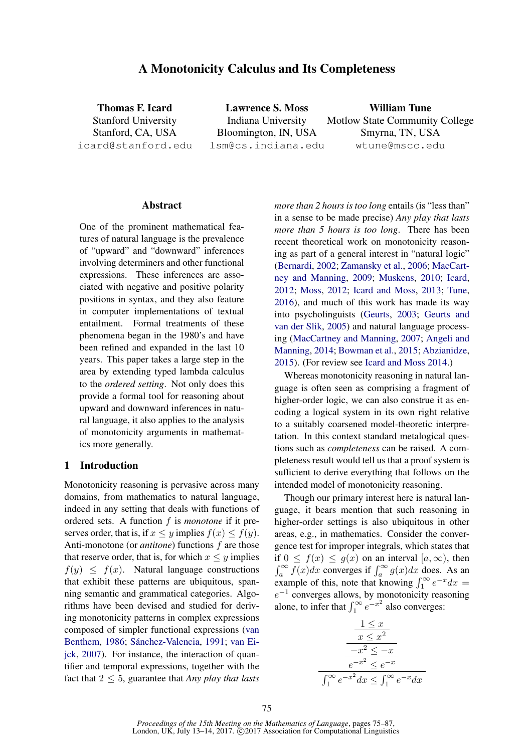# A Monotonicity Calculus and Its Completeness

**Thomas F. Icard**
Stanford University
Stanford, CA, USA
icard@stanford.edu

**Lawrence S. Moss**
Indiana University
Bloomington, IN, USA
lsm@cs.indiana.edu

**William Tune**
Motlow State Community College
Smyrna, TN, USA
wtune@mscc.edu

## Abstract

One of the prominent mathematical features of natural language is the prevalence of "upward" and "downward" inferences involving determiners and other functional expressions. These inferences are associated with negative and positive polarity positions in syntax, and they also feature in computer implementations of textual entailment. Formal treatments of these phenomena began in the 1980's and have been refined and expanded in the last 10 years. This paper takes a large step in the area by extending typed lambda calculus to the *ordered setting*. Not only does this provide a formal tool for reasoning about upward and downward inferences in natural language, it also applies to the analysis of monotonicity arguments in mathematics more generally.

## 1 Introduction

Monotonicity reasoning is pervasive across many domains, from mathematics to natural language, indeed in any setting that deals with functions of ordered sets. A function $f$ is *monotone* if it preserves order, that is, if $x \leq y$ implies $f(x) \leq f(y)$. Anti-monotone (or *antitone*) functions $f$ are those that reserve order, that is, for which $x \leq y$ implies $f(y) \leq f(x)$. Natural language constructions that exhibit these patterns are ubiquitous, spanning semantic and grammatical categories. Algorithms have been devised and studied for deriving monotonicity patterns in complex expressions composed of simpler functional expressions (van Benthem, 1986; Sánchez-Valencia, 1991; van Eijck, 2007). For instance, the interaction of quantifier and temporal expressions, together with the fact that $2 \leq 5$, guarantee that *Any play that lasts more than 2 hours is too long* entails (is "less than" in a sense to be made precise) *Any play that lasts more than 5 hours is too long*. There has been recent theoretical work on monotonicity reasoning as part of a general interest in "natural logic" (Bernardi, 2002; Zamansky et al., 2006; MacCartney and Manning, 2009; Muskens, 2010; Icard, 2012; Moss, 2012; Icard and Moss, 2013; Tune, 2016), and much of this work has made its way into psycholinguists (Geurts, 2003; Geurts and van der Slik, 2005) and natural language processing (MacCartney and Manning, 2007; Angeli and Manning, 2014; Bowman et al., 2015; Abzianidze, 2015). (For review see Icard and Moss 2014.)

Whereas monotonicity reasoning in natural language is often seen as comprising a fragment of higher-order logic, we can also construe it as encoding a logical system in its own right relative to a suitably coarsened model-theoretic interpretation. In this context standard metalogical questions such as *completeness* can be raised. A completeness result would tell us that a proof system is sufficient to derive everything that follows on the intended model of monotonicity reasoning.

Though our primary interest here is natural language, it bears mention that such reasoning in higher-order settings is also ubiquitous in other areas, e.g., in mathematics. Consider the convergence test for improper integrals, which states that if $0 \leq f(x) \leq g(x)$ on an interval $[a, \infty)$, then $\int_a^\infty f(x)dx$ converges if $\int_a^\infty g(x)dx$ does. As an example of this, note that knowing $\int_1^\infty e^{-x}dx = e^{-1}$ converges allows, by monotonicity reasoning alone, to infer that $\int_1^\infty e^{-x^2}$ also converges:

$$\dfrac{\dfrac{\dfrac{\dfrac{1 \leq x}{x \leq x^2}}{-x^2 \leq -x}}{e^{-x^2} \leq e^{-x}}}{\int_1^\infty e^{-x^2}dx \leq \int_1^\infty e^{-x}dx}$$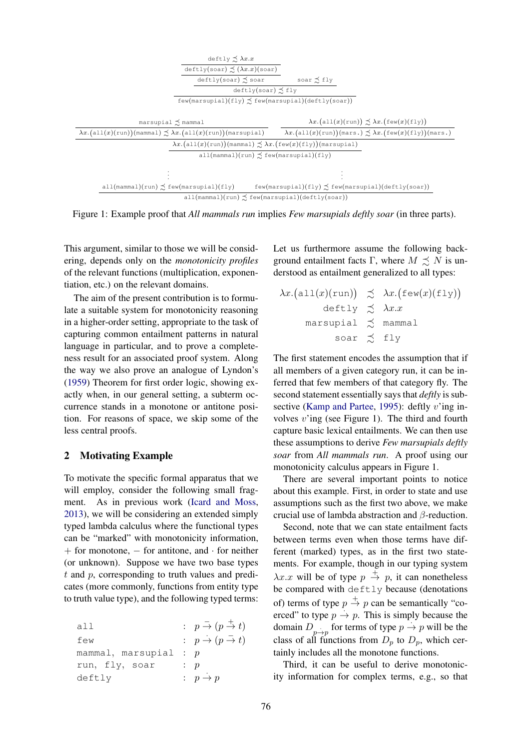$$\dfrac{\dfrac{\dfrac{\dfrac{\texttt{deftly} \precsim \lambda x.x}{\texttt{deftly(soar)} \precsim (\lambda x.x)\texttt{(soar)}}}{\texttt{deftly(soar)} \precsim \texttt{soar}} \quad \texttt{soar} \precsim \texttt{fly}}{\texttt{deftly(soar)} \precsim \texttt{fly}}}{\texttt{few(marsupial)(fly)} \precsim \texttt{few(marsupial)(deftly(soar))}}$$

$$\dfrac{\dfrac{\dfrac{\texttt{marsupial} \precsim \texttt{mammal}}{\lambda x.(\texttt{all}(x)(\texttt{run}))(\texttt{mammal}) \precsim \lambda x.(\texttt{all}(x)(\texttt{run}))(\texttt{marsupial})} \quad \dfrac{\lambda x.(\texttt{all}(x)(\texttt{run})) \precsim \lambda x.(\texttt{few}(x)(\texttt{fly}))}{\lambda x.(\texttt{all}(x)(\texttt{run}))(\texttt{mars.}) \precsim \lambda x.(\texttt{few}(x)(\texttt{fly}))(\texttt{mars.})}}{\lambda x.(\texttt{all}(x)(\texttt{run}))(\texttt{mammal}) \precsim \lambda x.(\texttt{few}(x)(\texttt{fly}))(\texttt{marsupial})}}{\texttt{all(mammal)(run)} \precsim \texttt{few(marsupial)(fly)}}$$

$$\dfrac{\begin{array}{c}\vdots \\ \texttt{all(mammal)(run)} \precsim \texttt{few(marsupial)(fly)}\end{array} \quad \begin{array}{c}\vdots \\ \texttt{few(marsupial)(fly)} \precsim \texttt{few(marsupial)(deftly(soar))}\end{array}}{\texttt{all(mammal)(run)} \precsim \texttt{few(marsupial)(deftly(soar))}}$$

Figure 1: Example proof that *All mammals run* implies *Few marsupials deftly soar* (in three parts).

This argument, similar to those we will be considering, depends only on the *monotonicity profiles* of the relevant functions (multiplication, exponentiation, etc.) on the relevant domains.

The aim of the present contribution is to formulate a suitable system for monotonicity reasoning in a higher-order setting, appropriate to the task of capturing common entailment patterns in natural language in particular, and to prove a completeness result for an associated proof system. Along the way we also prove an analogue of Lyndon's (1959) Theorem for first order logic, showing exactly when, in our general setting, a subterm occurrence stands in a monotone or antitone position. For reasons of space, we skip some of the less central proofs.

## 2 Motivating Example

To motivate the specific formal apparatus that we will employ, consider the following small fragment. As in previous work (Icard and Moss, 2013), we will be considering an extended simply typed lambda calculus where the functional types can be "marked" with monotonicity information, $+$ for monotone, $-$ for antitone, and $\cdot$ for neither (or unknown). Suppose we have two base types $t$ and $p$, corresponding to truth values and predicates (more commonly, functions from entity type to truth value type), and the following typed terms:

| | | |
|---|---|---|
| `all` | : | $p \xrightarrow{-} (p \xrightarrow{+} t)$ |
| `few` | : | $p \xrightarrow{\cdot} (p \xrightarrow{-} t)$ |
| `mammal, marsupial` | : | $p$ |
| `run, fly, soar` | : | $p$ |
| `deftly` | : | $p \xrightarrow{\cdot} p$ |

Let us furthermore assume the following background entailment facts $\Gamma$, where $M \precsim N$ is understood as entailment generalized to all types:

$$\begin{array}{rcl}
\lambda x.(\texttt{all}(x)(\texttt{run})) & \precsim & \lambda x.(\texttt{few}(x)(\texttt{fly})) \\
\texttt{deftly} & \precsim & \lambda x.x \\
\texttt{marsupial} & \precsim & \texttt{mammal} \\
\texttt{soar} & \precsim & \texttt{fly}
\end{array}$$

The first statement encodes the assumption that if all members of a given category run, it can be inferred that few members of that category fly. The second statement essentially says that *deftly* is subsective (Kamp and Partee, 1995): deftly $v$'ing involves $v$'ing (see Figure 1). The third and fourth capture basic lexical entailments. We can then use these assumptions to derive *Few marsupials deftly soar* from *All mammals run*. A proof using our monotonicity calculus appears in Figure 1.

There are several important points to notice about this example. First, in order to state and use assumptions such as the first two above, we make crucial use of lambda abstraction and $\beta$-reduction.

Second, note that we can state entailment facts between terms even when those terms have different (marked) types, as in the first two statements. For example, though in our typing system $\lambda x.x$ will be of type $p \xrightarrow{+} p$, it can nonetheless be compared with `deftly` because (denotations of) terms of type $p \xrightarrow{+} p$ can be semantically "coerced" to type $p \xrightarrow{\cdot} p$. This is simply because the domain $D_{p \xrightarrow{\cdot} p}$ for terms of type $p \xrightarrow{\cdot} p$ will be the class of all functions from $D_p$ to $D_p$, which certainly includes all the monotone functions.

Third, it can be useful to derive monotonicity information for complex terms, e.g., so that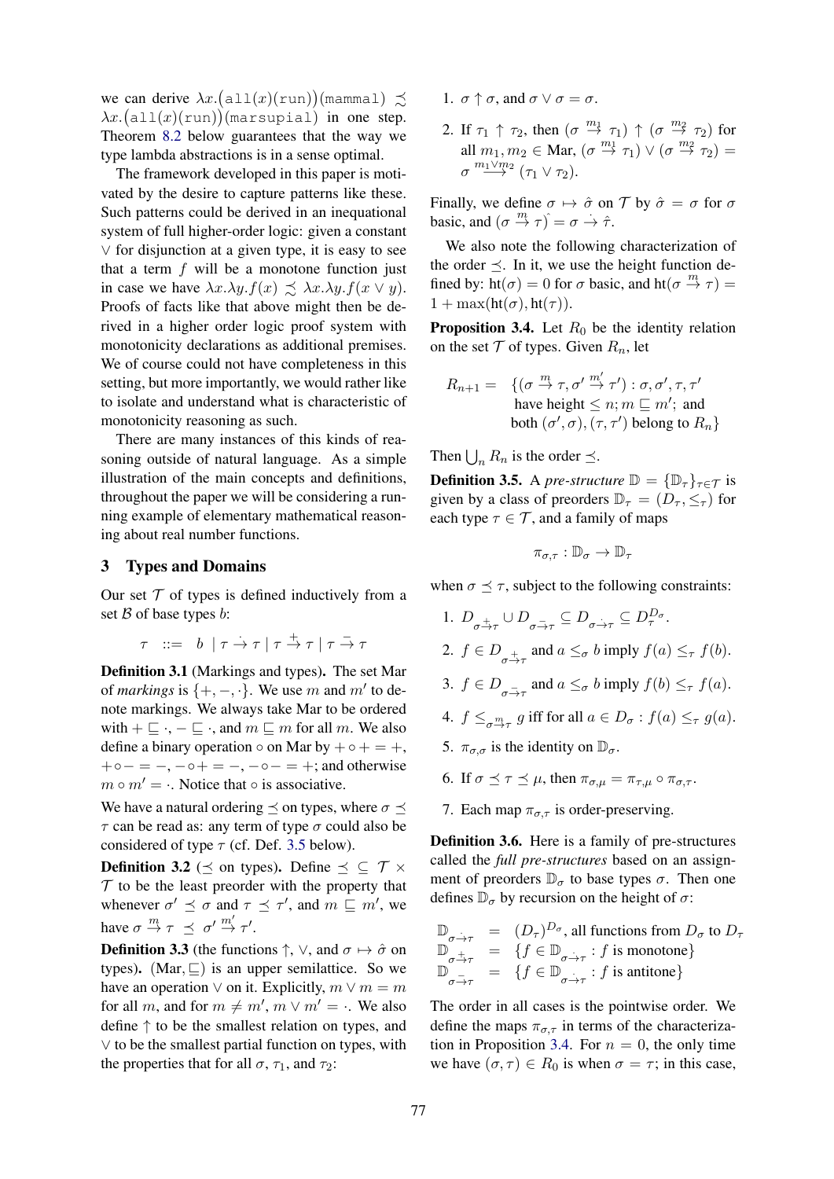we can derive $\lambda x.\big(\texttt{all}(x)(\texttt{run})\big)(\texttt{mammal}) \precsim \lambda x.\big(\texttt{all}(x)(\texttt{run})\big)(\texttt{marsupial})$ in one step. Theorem 8.2 below guarantees that the way we type lambda abstractions is in a sense optimal.

The framework developed in this paper is motivated by the desire to capture patterns like these. Such patterns could be derived in an inequational system of full higher-order logic: given a constant $\vee$ for disjunction at a given type, it is easy to see that a term $f$ will be a monotone function just in case we have $\lambda x.\lambda y.f(x) \precsim \lambda x.\lambda y.f(x \vee y)$. Proofs of facts like that above might then be derived in a higher order logic proof system with monotonicity declarations as additional premises. We of course could not have completeness in this setting, but more importantly, we would rather like to isolate and understand what is characteristic of monotonicity reasoning as such.

There are many instances of this kinds of reasoning outside of natural language. As a simple illustration of the main concepts and definitions, throughout the paper we will be considering a running example of elementary mathematical reasoning about real number functions.

## 3 Types and Domains

Our set $\mathcal{T}$ of types is defined inductively from a set $\mathcal{B}$ of base types $b$:

$$\tau \quad ::= \quad b \;\mid \tau \overset{\cdot}{\to} \tau \mid \tau \overset{+}{\to} \tau \mid \tau \overset{-}{\to} \tau$$

**Definition 3.1** (Markings and types). The set Mar of *markings* is $\{+, -, \cdot\}$. We use $m$ and $m'$ to denote markings. We always take Mar to be ordered with $+ \sqsubseteq \cdot$, $- \sqsubseteq \cdot$, and $m \sqsubseteq m$ for all $m$. We also define a binary operation $\circ$ on Mar by $+\circ+ = +$, $+\circ- = -$, $-\circ+ = -$, $-\circ- = +$; and otherwise $m \circ m' = \cdot$. Notice that $\circ$ is associative.

We have a natural ordering $\preceq$ on types, where $\sigma \preceq \tau$ can be read as: any term of type $\sigma$ could also be considered of type $\tau$ (cf. Def. 3.5 below).

**Definition 3.2** ($\preceq$ on types). Define $\preceq\; \subseteq \mathcal{T} \times \mathcal{T}$ to be the least preorder with the property that whenever $\sigma' \preceq \sigma$ and $\tau \preceq \tau'$, and $m \sqsubseteq m'$, we have $\sigma \overset{m}{\to} \tau \;\preceq\; \sigma' \overset{m'}{\to} \tau'$.

**Definition 3.3** (the functions $\uparrow$, $\vee$, and $\sigma \mapsto \hat{\sigma}$ on types). (Mar, $\sqsubseteq$) is an upper semilattice. So we have an operation $\vee$ on it. Explicitly, $m \vee m = m$ for all $m$, and for $m \neq m'$, $m \vee m' = \cdot$. We also define $\uparrow$ to be the smallest relation on types, and $\vee$ to be the smallest partial function on types, with the properties that for all $\sigma$, $\tau_1$, and $\tau_2$:

1. $\sigma \uparrow \sigma$, and $\sigma \vee \sigma = \sigma$.
2. If $\tau_1 \uparrow \tau_2$, then $(\sigma \overset{m_1}{\to} \tau_1) \uparrow (\sigma \overset{m_2}{\to} \tau_2)$ for all $m_1, m_2 \in$ Mar, $(\sigma \overset{m_1}{\to} \tau_1) \vee (\sigma \overset{m_2}{\to} \tau_2) = \sigma \overset{m_1 \vee m_2}{\longrightarrow} (\tau_1 \vee \tau_2)$.

Finally, we define $\sigma \mapsto \hat{\sigma}$ on $\mathcal{T}$ by $\hat{\sigma} = \sigma$ for $\sigma$ basic, and $(\sigma \overset{m}{\to} \tau)\hat{} = \sigma \overset{\cdot}{\to} \hat{\tau}$.

We also note the following characterization of the order $\preceq$. In it, we use the height function defined by: $\mathrm{ht}(\sigma) = 0$ for $\sigma$ basic, and $\mathrm{ht}(\sigma \overset{m}{\to} \tau) = 1 + \max(\mathrm{ht}(\sigma), \mathrm{ht}(\tau))$.

**Proposition 3.4.** Let $R_0$ be the identity relation on the set $\mathcal{T}$ of types. Given $R_n$, let

$$R_{n+1} = \begin{array}{l}\{(\sigma \overset{m}{\to} \tau, \sigma' \overset{m'}{\to} \tau') : \sigma, \sigma', \tau, \tau' \\ \text{ have height} \leq n; m \sqsubseteq m'; \text{ and} \\ \text{both } (\sigma', \sigma), (\tau, \tau') \text{ belong to } R_n\}\end{array}$$

Then $\bigcup_n R_n$ is the order $\preceq$.

**Definition 3.5.** A *pre-structure* $\mathbb{D} = \{\mathbb{D}_\tau\}_{\tau \in \mathcal{T}}$ is given by a class of preorders $\mathbb{D}_\tau = (D_\tau, \leq_\tau)$ for each type $\tau \in \mathcal{T}$, and a family of maps

$$\pi_{\sigma,\tau} : \mathbb{D}_\sigma \to \mathbb{D}_\tau$$

when $\sigma \preceq \tau$, subject to the following constraints:

1. $D_{\sigma \overset{+}{\to} \tau} \cup D_{\sigma \overset{-}{\to} \tau} \subseteq D_{\sigma \overset{\cdot}{\to} \tau} \subseteq D_\tau^{D_\sigma}$.
2. $f \in D_{\sigma \overset{+}{\to} \tau}$ and $a \leq_\sigma b$ imply $f(a) \leq_\tau f(b)$.
3. $f \in D_{\sigma \overset{-}{\to} \tau}$ and $a \leq_\sigma b$ imply $f(b) \leq_\tau f(a)$.
4. $f \leq_{\sigma \overset{m}{\to} \tau} g$ iff for all $a \in D_\sigma : f(a) \leq_\tau g(a)$.
5. $\pi_{\sigma,\sigma}$ is the identity on $\mathbb{D}_\sigma$.
6. If $\sigma \preceq \tau \preceq \mu$, then $\pi_{\sigma,\mu} = \pi_{\tau,\mu} \circ \pi_{\sigma,\tau}$.
7. Each map $\pi_{\sigma,\tau}$ is order-preserving.

**Definition 3.6.** Here is a family of pre-structures called the *full pre-structures* based on an assignment of preorders $\mathbb{D}_\sigma$ to base types $\sigma$. Then one defines $\mathbb{D}_\sigma$ by recursion on the height of $\sigma$:

$$\begin{array}{lcl}\mathbb{D}_{\sigma \overset{\cdot}{\to} \tau} & = & (D_\tau)^{D_\sigma}, \text{ all functions from } D_\sigma \text{ to } D_\tau \\ \mathbb{D}_{\sigma \overset{+}{\to} \tau} & = & \{f \in \mathbb{D}_{\sigma \overset{\cdot}{\to} \tau} : f \text{ is monotone}\} \\ \mathbb{D}_{\sigma \overset{-}{\to} \tau} & = & \{f \in \mathbb{D}_{\sigma \overset{\cdot}{\to} \tau} : f \text{ is antitone}\}\end{array}$$

The order in all cases is the pointwise order. We define the maps $\pi_{\sigma,\tau}$ in terms of the characterization in Proposition 3.4. For $n = 0$, the only time we have $(\sigma, \tau) \in R_0$ is when $\sigma = \tau$; in this case,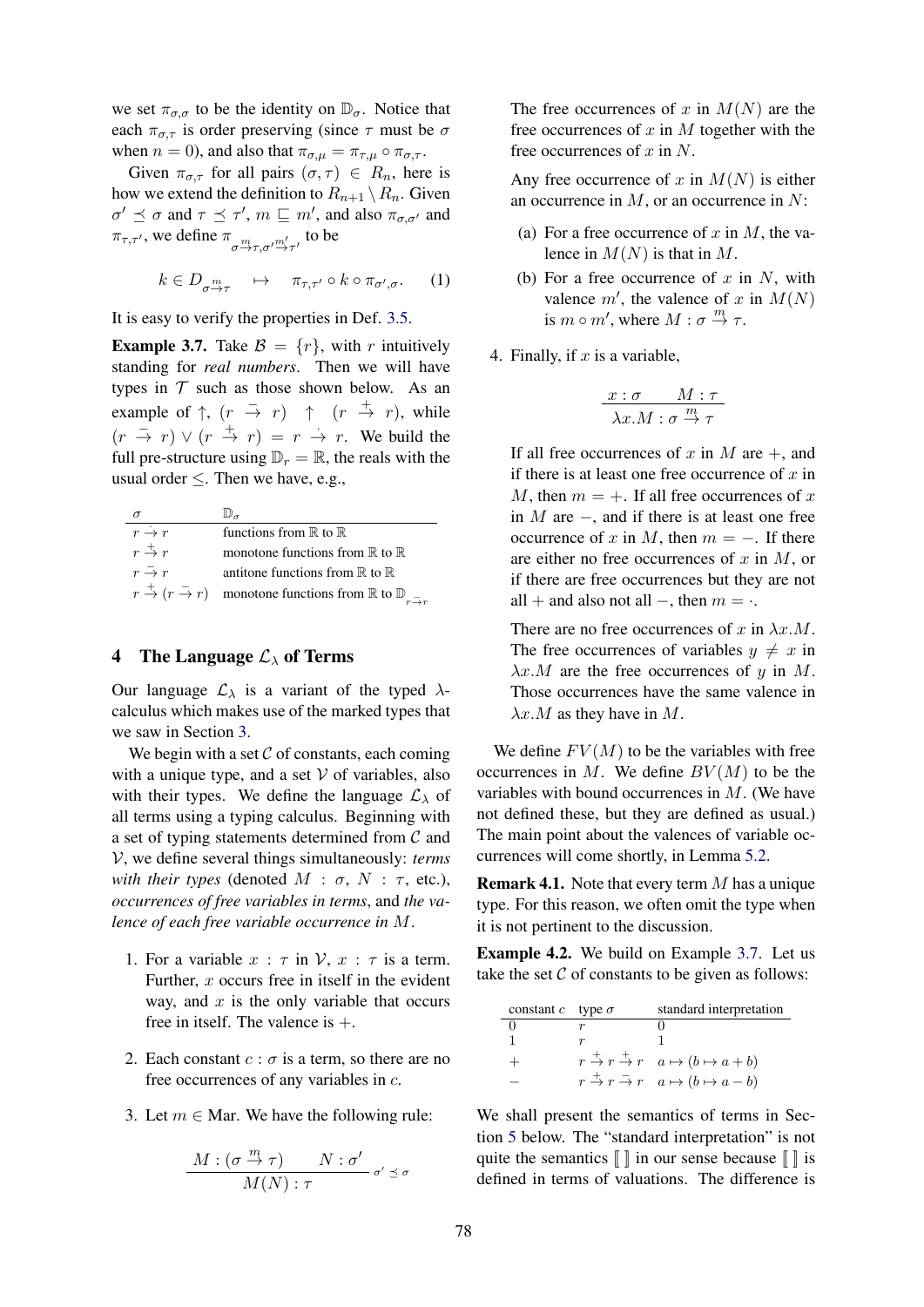we set $\pi_{\sigma,\sigma}$ to be the identity on $\mathbb{D}_\sigma$. Notice that each $\pi_{\sigma,\tau}$ is order preserving (since $\tau$ must be $\sigma$ when $n = 0$), and also that $\pi_{\sigma,\mu} = \pi_{\tau,\mu} \circ \pi_{\sigma,\tau}$.

Given $\pi_{\sigma,\tau}$ for all pairs $(\sigma, \tau) \in R_n$, here is how we extend the definition to $R_{n+1} \setminus R_n$. Given $\sigma' \preceq \sigma$ and $\tau \preceq \tau'$, $m \sqsubseteq m'$, and also $\pi_{\sigma,\sigma'}$ and $\pi_{\tau,\tau'}$, we define $\pi_{\sigma \overset{m}{\to} \tau, \sigma' \overset{m'}{\to} \tau'}$ to be

$$k \in D_{\sigma \overset{m}{\to} \tau} \quad \mapsto \quad \pi_{\tau,\tau'} \circ k \circ \pi_{\sigma',\sigma}. \qquad (1)$$

It is easy to verify the properties in Def. 3.5.

**Example 3.7.** Take $\mathcal{B} = \{r\}$, with $r$ intuitively standing for *real numbers*. Then we will have types in $\mathcal{T}$ such as those shown below. As an example of $\uparrow$, $(r \overset{-}{\to} r) \uparrow (r \overset{+}{\to} r)$, while $(r \overset{-}{\to} r) \vee (r \overset{+}{\to} r) = r \overset{\cdot}{\to} r$. We build the full pre-structure using $\mathbb{D}_r = \mathbb{R}$, the reals with the usual order $\leq$. Then we have, e.g.,

| $\sigma$ | $\mathbb{D}_\sigma$ |
|---|---|
| $r \overset{\cdot}{\to} r$ | functions from $\mathbb{R}$ to $\mathbb{R}$ |
| $r \overset{+}{\to} r$ | monotone functions from $\mathbb{R}$ to $\mathbb{R}$ |
| $r \overset{-}{\to} r$ | antitone functions from $\mathbb{R}$ to $\mathbb{R}$ |
| $r \overset{+}{\to} (r \overset{-}{\to} r)$ | monotone functions from $\mathbb{R}$ to $\mathbb{D}_{r \overset{-}{\to} r}$ |

## 4 The Language $\mathcal{L}_\lambda$ of Terms

Our language $\mathcal{L}_\lambda$ is a variant of the typed $\lambda$-calculus which makes use of the marked types that we saw in Section 3.

We begin with a set $\mathcal{C}$ of constants, each coming with a unique type, and a set $\mathcal{V}$ of variables, also with their types. We define the language $\mathcal{L}_\lambda$ of all terms using a typing calculus. Beginning with a set of typing statements determined from $\mathcal{C}$ and $\mathcal{V}$, we define several things simultaneously: *terms with their types* (denoted $M : \sigma$, $N : \tau$, etc.), *occurrences of free variables in terms*, and *the valence of each free variable occurrence in* $M$.

1. For a variable $x : \tau$ in $\mathcal{V}$, $x : \tau$ is a term. Further, $x$ occurs free in itself in the evident way, and $x$ is the only variable that occurs free in itself. The valence is $+$.

2. Each constant $c : \sigma$ is a term, so there are no free occurrences of any variables in $c$.

3. Let $m \in \text{Mar}$. We have the following rule:

$$\frac{M : (\sigma \overset{m}{\to} \tau) \qquad N : \sigma'}{M(N) : \tau} \; \sigma' \preceq \sigma$$

   The free occurrences of $x$ in $M(N)$ are the free occurrences of $x$ in $M$ together with the free occurrences of $x$ in $N$.

   Any free occurrence of $x$ in $M(N)$ is either an occurrence in $M$, or an occurrence in $N$:

   (a) For a free occurrence of $x$ in $M$, the valence in $M(N)$ is that in $M$.

   (b) For a free occurrence of $x$ in $N$, with valence $m'$, the valence of $x$ in $M(N)$ is $m \circ m'$, where $M : \sigma \overset{m}{\to} \tau$.

4. Finally, if $x$ is a variable,

$$\frac{x : \sigma \qquad M : \tau}{\lambda x.M : \sigma \overset{m}{\to} \tau}$$

   If all free occurrences of $x$ in $M$ are $+$, and if there is at least one free occurrence of $x$ in $M$, then $m = +$. If all free occurrences of $x$ in $M$ are $-$, and if there is at least one free occurrence of $x$ in $M$, then $m = -$. If there are either no free occurrences of $x$ in $M$, or if there are free occurrences but they are not all $+$ and also not all $-$, then $m = \cdot$.

   There are no free occurrences of $x$ in $\lambda x.M$. The free occurrences of variables $y \neq x$ in $\lambda x.M$ are the free occurrences of $y$ in $M$. Those occurrences have the same valence in $\lambda x.M$ as they have in $M$.

We define $FV(M)$ to be the variables with free occurrences in $M$. We define $BV(M)$ to be the variables with bound occurrences in $M$. (We have not defined these, but they are defined as usual.) The main point about the valences of variable occurrences will come shortly, in Lemma 5.2.

**Remark 4.1.** Note that every term $M$ has a unique type. For this reason, we often omit the type when it is not pertinent to the discussion.

**Example 4.2.** We build on Example 3.7. Let us take the set $\mathcal{C}$ of constants to be given as follows:

| constant $c$ | type $\sigma$ | standard interpretation |
|---|---|---|
| $0$ | $r$ | $0$ |
| $1$ | $r$ | $1$ |
| $+$ | $r \overset{+}{\to} r \overset{+}{\to} r$ | $a \mapsto (b \mapsto a + b)$ |
| $-$ | $r \overset{+}{\to} r \overset{-}{\to} r$ | $a \mapsto (b \mapsto a - b)$ |

We shall present the semantics of terms in Section 5 below. The "standard interpretation" is not quite the semantics $[\![\;]\!]$ in our sense because $[\![\;]\!]$ is defined in terms of valuations. The difference is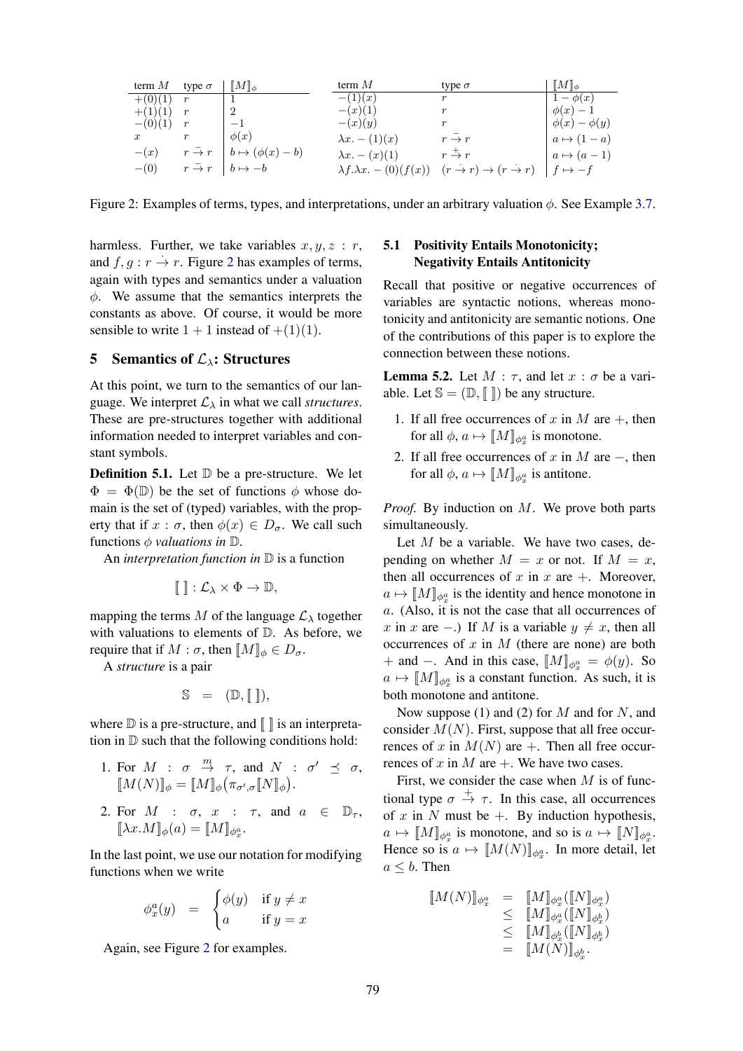| term $M$ | type $\sigma$ | $[\![M]\!]_\phi$ |
|---|---|---|
| $+(0)(1)$ | $r$ | $1$ |
| $+(1)(1)$ | $r$ | $2$ |
| $-(0)(1)$ | $r$ | $-1$ |
| $x$ | $r$ | $\phi(x)$ |
| $-(x)$ | $r \overset{-}{\to} r$ | $b \mapsto (\phi(x) - b)$ |
| $-(0)$ | $r \overset{-}{\to} r$ | $b \mapsto -b$ |

| term $M$ | type $\sigma$ | $[\![M]\!]_\phi$ |
|---|---|---|
| $-(1)(x)$ | $r$ | $1 - \phi(x)$ |
| $-(x)(1)$ | $r$ | $\phi(x) - 1$ |
| $-(x)(y)$ | $r$ | $\phi(x) - \phi(y)$ |
| $\lambda x. -(1)(x)$ | $r \overset{-}{\to} r$ | $a \mapsto (1 - a)$ |
| $\lambda x. -(x)(1)$ | $r \overset{+}{\to} r$ | $a \mapsto (a - 1)$ |
| $\lambda f.\lambda x. -(0)(f(x))$ | $(r \overset{\cdot}{\to} r) \to (r \overset{\cdot}{\to} r)$ | $f \mapsto -f$ |

Figure 2: Examples of terms, types, and interpretations, under an arbitrary valuation $\phi$. See Example 3.7.

harmless. Further, we take variables $x, y, z : r$, and $f, g : r \overset{\cdot}{\to} r$. Figure 2 has examples of terms, again with types and semantics under a valuation $\phi$. We assume that the semantics interprets the constants as above. Of course, it would be more sensible to write $1 + 1$ instead of $+(1)(1)$.

## 5 Semantics of $\mathcal{L}_\lambda$: Structures

At this point, we turn to the semantics of our language. We interpret $\mathcal{L}_\lambda$ in what we call *structures*. These are pre-structures together with additional information needed to interpret variables and constant symbols.

**Definition 5.1.** Let $\mathbb{D}$ be a pre-structure. We let $\Phi = \Phi(\mathbb{D})$ be the set of functions $\phi$ whose domain is the set of (typed) variables, with the property that if $x : \sigma$, then $\phi(x) \in D_\sigma$. We call such functions $\phi$ *valuations in* $\mathbb{D}$.

An *interpretation function in* $\mathbb{D}$ is a function

$$[\![\ ]\!] : \mathcal{L}_\lambda \times \Phi \to \mathbb{D},$$

mapping the terms $M$ of the language $\mathcal{L}_\lambda$ together with valuations to elements of $\mathbb{D}$. As before, we require that if $M : \sigma$, then $[\![M]\!]_\phi \in D_\sigma$.

A *structure* is a pair

$$\mathbb{S} \quad = \quad (\mathbb{D}, [\![\ ]\!]),$$

where $\mathbb{D}$ is a pre-structure, and $[\![\ ]\!]$ is an interpretation in $\mathbb{D}$ such that the following conditions hold:

1. For $M : \sigma \overset{m}{\to} \tau$, and $N : \sigma' \preceq \sigma$, $[\![M(N)]\!]_\phi = [\![M]\!]_\phi\big(\pi_{\sigma',\sigma}[\![N]\!]_\phi\big)$.
2. For $M : \sigma$, $x : \tau$, and $a \in \mathbb{D}_\tau$, $[\![\lambda x.M]\!]_\phi(a) = [\![M]\!]_{\phi^a_x}$.

In the last point, we use our notation for modifying functions when we write

$$\phi^a_x(y) \quad = \quad \begin{cases} \phi(y) & \text{if } y \neq x \\ a & \text{if } y = x \end{cases}$$

Again, see Figure 2 for examples.

### 5.1 Positivity Entails Monotonicity; Negativity Entails Antitonicity

Recall that positive or negative occurrences of variables are syntactic notions, whereas monotonicity and antitonicity are semantic notions. One of the contributions of this paper is to explore the connection between these notions.

**Lemma 5.2.** Let $M : \tau$, and let $x : \sigma$ be a variable. Let $\mathbb{S} = (\mathbb{D}, [\![\ ]\!])$ be any structure.

1. If all free occurrences of $x$ in $M$ are $+$, then for all $\phi$, $a \mapsto [\![M]\!]_{\phi^a_x}$ is monotone.
2. If all free occurrences of $x$ in $M$ are $-$, then for all $\phi$, $a \mapsto [\![M]\!]_{\phi^a_x}$ is antitone.

*Proof.* By induction on $M$. We prove both parts simultaneously.

Let $M$ be a variable. We have two cases, depending on whether $M = x$ or not. If $M = x$, then all occurrences of $x$ in $x$ are $+$. Moreover, $a \mapsto [\![M]\!]_{\phi^a_x}$ is the identity and hence monotone in $a$. (Also, it is not the case that all occurrences of $x$ in $x$ are $-$.) If $M$ is a variable $y \neq x$, then all occurrences of $x$ in $M$ (there are none) are both $+$ and $-$. And in this case, $[\![M]\!]_{\phi^a_x} = \phi(y)$. So $a \mapsto [\![M]\!]_{\phi^a_x}$ is a constant function. As such, it is both monotone and antitone.

Now suppose (1) and (2) for $M$ and for $N$, and consider $M(N)$. First, suppose that all free occurrences of $x$ in $M(N)$ are $+$. Then all free occurrences of $x$ in $M$ are $+$. We have two cases.

First, we consider the case when $M$ is of functional type $\sigma \overset{+}{\to} \tau$. In this case, all occurrences of $x$ in $N$ must be $+$. By induction hypothesis, $a \mapsto [\![M]\!]_{\phi^a_x}$ is monotone, and so is $a \mapsto [\![N]\!]_{\phi^a_x}$. Hence so is $a \mapsto [\![M(N)]\!]_{\phi^a_x}$. In more detail, let $a \leq b$. Then

$$\begin{array}{rcl} [\![M(N)]\!]_{\phi^a_x} & = & [\![M]\!]_{\phi^a_x}([\![N]\!]_{\phi^a_x}) \\ & \leq & [\![M]\!]_{\phi^a_x}([\![N]\!]_{\phi^b_x}) \\ & \leq & [\![M]\!]_{\phi^b_x}([\![N]\!]_{\phi^b_x}) \\ & = & [\![M(N)]\!]_{\phi^b_x}. \end{array}$$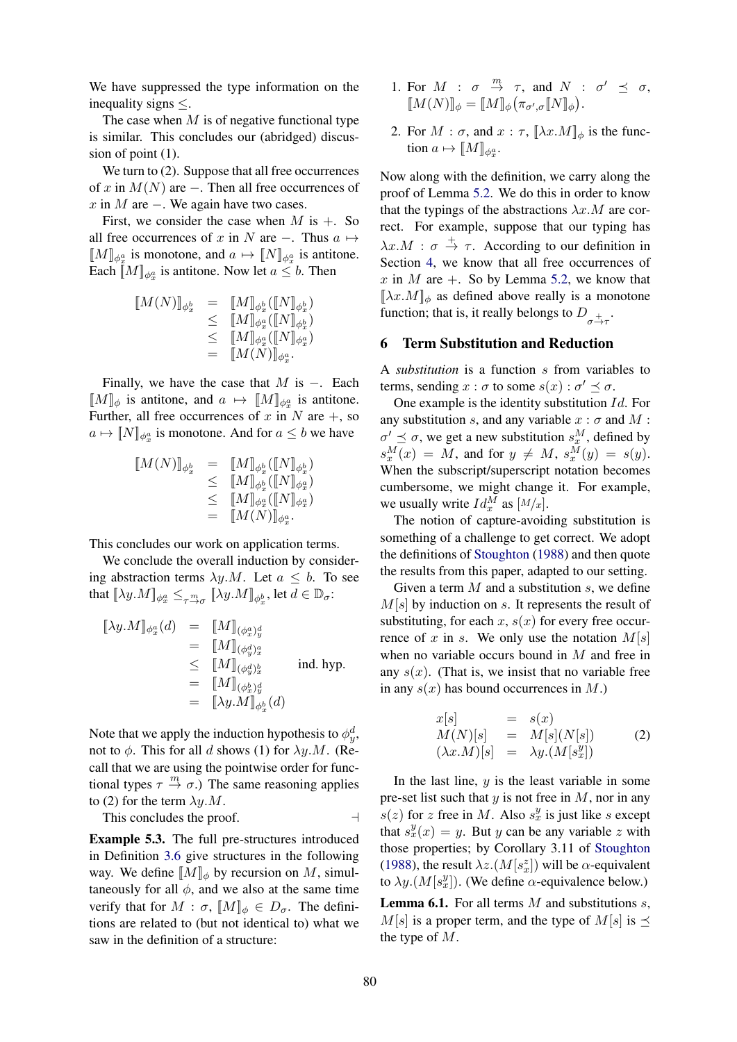We have suppressed the type information on the inequality signs $\leq$.

The case when $M$ is of negative functional type is similar. This concludes our (abridged) discussion of point (1).

We turn to (2). Suppose that all free occurrences of $x$ in $M(N)$ are $-$. Then all free occurrences of $x$ in $M$ are $-$. We again have two cases.

First, we consider the case when $M$ is $+$. So all free occurrences of $x$ in $N$ are $-$. Thus $a \mapsto [\![M]\!]_{\phi^a_x}$ is monotone, and $a \mapsto [\![N]\!]_{\phi^a_x}$ is antitone. Each $[\![M]\!]_{\phi^a_x}$ is antitone. Now let $a \leq b$. Then

$$
\begin{array}{rcl}
[\![M(N)]\!]_{\phi^b_x} & = & [\![M]\!]_{\phi^b_x}([\![N]\!]_{\phi^b_x}) \\
 & \leq & [\![M]\!]_{\phi^a_x}([\![N]\!]_{\phi^b_x}) \\
 & \leq & [\![M]\!]_{\phi^a_x}([\![N]\!]_{\phi^a_x}) \\
 & = & [\![M(N)]\!]_{\phi^a_x}.
\end{array}
$$

Finally, we have the case that $M$ is $-$. Each $[\![M]\!]_\phi$ is antitone, and $a \mapsto [\![M]\!]_{\phi^a_x}$ is antitone. Further, all free occurrences of $x$ in $N$ are $+$, so $a \mapsto [\![N]\!]_{\phi^a_x}$ is monotone. And for $a \leq b$ we have

$$
\begin{array}{rcl}
[\![M(N)]\!]_{\phi^b_x} & = & [\![M]\!]_{\phi^b_x}([\![N]\!]_{\phi^b_x}) \\
 & \leq & [\![M]\!]_{\phi^b_x}([\![N]\!]_{\phi^a_x}) \\
 & \leq & [\![M]\!]_{\phi^a_x}([\![N]\!]_{\phi^a_x}) \\
 & = & [\![M(N)]\!]_{\phi^a_x}.
\end{array}
$$

This concludes our work on application terms.

We conclude the overall induction by considering abstraction terms $\lambda y.M$. Let $a \leq b$. To see that $[\![\lambda y.M]\!]_{\phi^a_x} \leq_{\tau \overset{m}{\to} \sigma} [\![\lambda y.M]\!]_{\phi^b_x}$, let $d \in \mathbb{D}_\sigma$:

$$
\begin{array}{rcll}
[\![\lambda y.M]\!]_{\phi^a_x}(d) & = & [\![M]\!]_{(\phi^a_x)^d_y} & \\
 & = & [\![M]\!]_{(\phi^d_y)^a_x} & \\
 & \leq & [\![M]\!]_{(\phi^d_y)^b_x} & \text{ind. hyp.} \\
 & = & [\![M]\!]_{(\phi^b_x)^d_y} & \\
 & = & [\![\lambda y.M]\!]_{\phi^b_x}(d) &
\end{array}
$$

Note that we apply the induction hypothesis to $\phi^d_y$, not to $\phi$. This for all $d$ shows (1) for $\lambda y.M$. (Recall that we are using the pointwise order for functional types $\tau \overset{m}{\to} \sigma$.) The same reasoning applies to (2) for the term $\lambda y.M$.

This concludes the proof. $\dashv$

**Example 5.3.** The full pre-structures introduced in Definition 3.6 give structures in the following way. We define $[\![M]\!]_\phi$ by recursion on $M$, simultaneously for all $\phi$, and we also at the same time verify that for $M : \sigma$, $[\![M]\!]_\phi \in D_\sigma$. The definitions are related to (but not identical to) what we saw in the definition of a structure:

1. For $M : \sigma \overset{m}{\to} \tau$, and $N : \sigma' \preceq \sigma$, $[\![M(N)]\!]_\phi = [\![M]\!]_\phi(\pi_{\sigma',\sigma}[\![N]\!]_\phi)$.
2. For $M : \sigma$, and $x : \tau$, $[\![\lambda x.M]\!]_\phi$ is the function $a \mapsto [\![M]\!]_{\phi^a_x}$.

Now along with the definition, we carry along the proof of Lemma 5.2. We do this in order to know that the typings of the abstractions $\lambda x.M$ are correct. For example, suppose that our typing has $\lambda x.M : \sigma \overset{+}{\to} \tau$. According to our definition in Section 4, we know that all free occurrences of $x$ in $M$ are $+$. So by Lemma 5.2, we know that $[\![\lambda x.M]\!]_\phi$ as defined above really is a monotone function; that is, it really belongs to $D_{\sigma \overset{+}{\to} \tau}$.

## 6 Term Substitution and Reduction

A *substitution* is a function $s$ from variables to terms, sending $x : \sigma$ to some $s(x) : \sigma' \preceq \sigma$.

One example is the identity substitution $Id$. For any substitution $s$, and any variable $x : \sigma$ and $M : \sigma' \preceq \sigma$, we get a new substitution $s^M_x$, defined by $s^M_x(x) = M$, and for $y \neq M$, $s^M_x(y) = s(y)$. When the subscript/superscript notation becomes cumbersome, we might change it. For example, we usually write $Id^M_x$ as $[M/x]$.

The notion of capture-avoiding substitution is something of a challenge to get correct. We adopt the definitions of Stoughton (1988) and then quote the results from this paper, adapted to our setting.

Given a term $M$ and a substitution $s$, we define $M[s]$ by induction on $s$. It represents the result of substituting, for each $x$, $s(x)$ for every free occurrence of $x$ in $s$. We only use the notation $M[s]$ when no variable occurs bound in $M$ and free in any $s(x)$. (That is, we insist that no variable free in any $s(x)$ has bound occurrences in $M$.)

$$
\begin{array}{rcl}
x[s] & = & s(x) \\
M(N)[s] & = & M[s](N[s]) \\
(\lambda x.M)[s] & = & \lambda y.(M[s^y_x])
\end{array}
\tag{2}
$$

In the last line, $y$ is the least variable in some pre-set list such that $y$ is not free in $M$, nor in any $s(z)$ for $z$ free in $M$. Also $s^y_x$ is just like $s$ except that $s^y_x(x) = y$. But $y$ can be any variable $z$ with those properties; by Corollary 3.11 of Stoughton (1988), the result $\lambda z.(M[s^z_x])$ will be $\alpha$-equivalent to $\lambda y.(M[s^y_x])$. (We define $\alpha$-equivalence below.)

**Lemma 6.1.** For all terms $M$ and substitutions $s$, $M[s]$ is a proper term, and the type of $M[s]$ is $\preceq$ the type of $M$.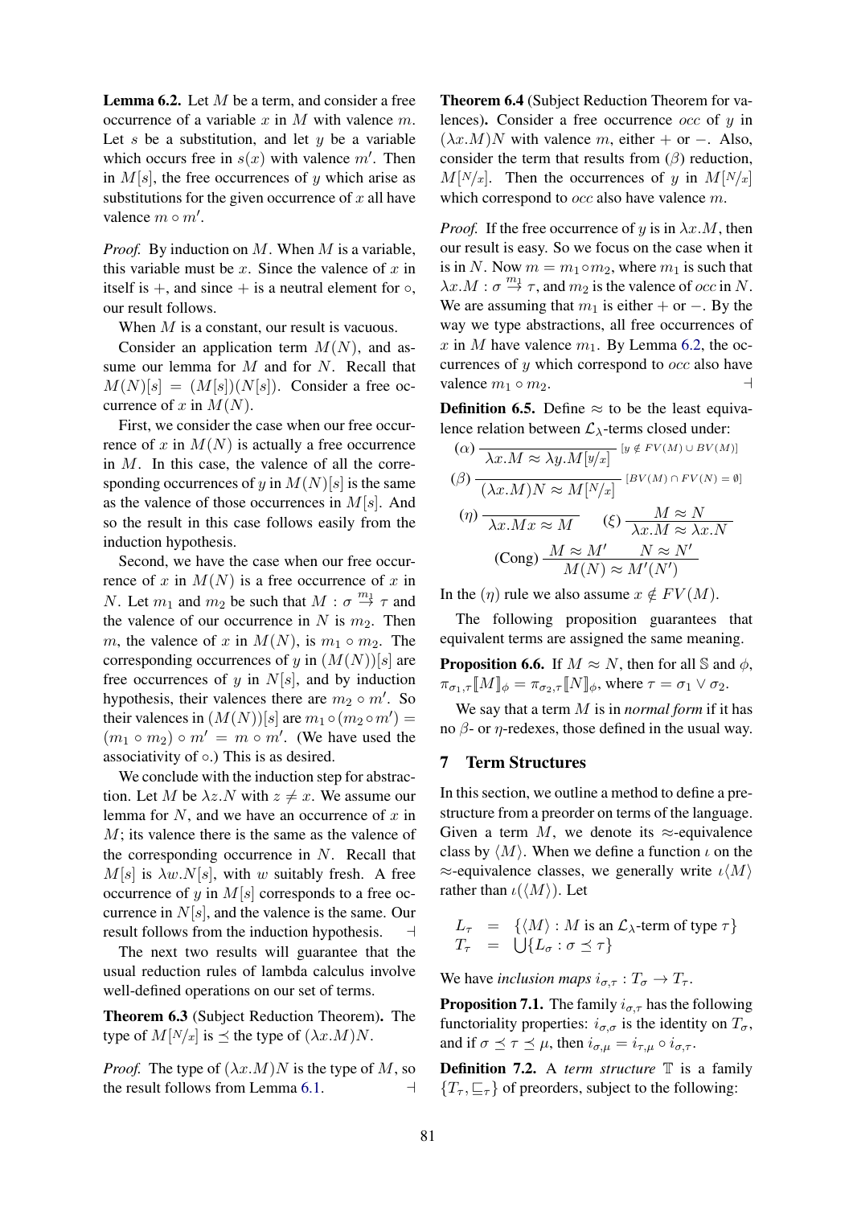**Lemma 6.2.** Let $M$ be a term, and consider a free occurrence of a variable $x$ in $M$ with valence $m$. Let $s$ be a substitution, and let $y$ be a variable which occurs free in $s(x)$ with valence $m'$. Then in $M[s]$, the free occurrences of $y$ which arise as substitutions for the given occurrence of $x$ all have valence $m \circ m'$.

*Proof.* By induction on $M$. When $M$ is a variable, this variable must be $x$. Since the valence of $x$ in itself is $+$, and since $+$ is a neutral element for $\circ$, our result follows.

When $M$ is a constant, our result is vacuous.

Consider an application term $M(N)$, and assume our lemma for $M$ and for $N$. Recall that $M(N)[s] = (M[s])(N[s])$. Consider a free occurrence of $x$ in $M(N)$.

First, we consider the case when our free occurrence of $x$ in $M(N)$ is actually a free occurrence in $M$. In this case, the valence of all the corresponding occurrences of $y$ in $M(N)[s]$ is the same as the valence of those occurrences in $M[s]$. And so the result in this case follows easily from the induction hypothesis.

Second, we have the case when our free occurrence of $x$ in $M(N)$ is a free occurrence of $x$ in $N$. Let $m_1$ and $m_2$ be such that $M : \sigma \stackrel{m_1}{\to} \tau$ and the valence of our occurrence in $N$ is $m_2$. Then $m$, the valence of $x$ in $M(N)$, is $m_1 \circ m_2$. The corresponding occurrences of $y$ in $(M(N))[s]$ are free occurrences of $y$ in $N[s]$, and by induction hypothesis, their valences there are $m_2 \circ m'$. So their valences in $(M(N))[s]$ are $m_1 \circ (m_2 \circ m') = (m_1 \circ m_2) \circ m' = m \circ m'$. (We have used the associativity of $\circ$.) This is as desired.

We conclude with the induction step for abstraction. Let $M$ be $\lambda z.N$ with $z \neq x$. We assume our lemma for $N$, and we have an occurrence of $x$ in $M$; its valence there is the same as the valence of the corresponding occurrence in $N$. Recall that $M[s]$ is $\lambda w.N[s]$, with $w$ suitably fresh. A free occurrence of $y$ in $M[s]$ corresponds to a free occurrence in $N[s]$, and the valence is the same. Our result follows from the induction hypothesis. ⊣

The next two results will guarantee that the usual reduction rules of lambda calculus involve well-defined operations on our set of terms.

**Theorem 6.3** (Subject Reduction Theorem)**.** The type of $M[N/x]$ is $\preceq$ the type of $(\lambda x.M)N$.

*Proof.* The type of $(\lambda x.M)N$ is the type of $M$, so the result follows from Lemma 6.1. ⊣

**Theorem 6.4** (Subject Reduction Theorem for valences)**.** Consider a free occurrence $occ$ of $y$ in $(\lambda x.M)N$ with valence $m$, either $+$ or $-$. Also, consider the term that results from $(\beta)$ reduction, $M[N/x]$. Then the occurrences of $y$ in $M[N/x]$ which correspond to $occ$ also have valence $m$.

*Proof.* If the free occurrence of $y$ is in $\lambda x.M$, then our result is easy. So we focus on the case when it is in $N$. Now $m = m_1 \circ m_2$, where $m_1$ is such that $\lambda x.M : \sigma \stackrel{m_1}{\to} \tau$, and $m_2$ is the valence of $occ$ in $N$. We are assuming that $m_1$ is either $+$ or $-$. By the way we type abstractions, all free occurrences of $x$ in $M$ have valence $m_1$. By Lemma 6.2, the occurrences of $y$ which correspond to $occ$ also have valence $m_1 \circ m_2$. ⊣

**Definition 6.5.** Define $\approx$ to be the least equivalence relation between $\mathcal{L}_\lambda$-terms closed under:

$$(\alpha)\ \frac{}{\lambda x.M \approx \lambda y.M[y/x]}\ [y \notin FV(M) \cup BV(M)]$$

$$(\beta)\ \frac{}{(\lambda x.M)N \approx M[N/x]}\ [BV(M) \cap FV(N) = \emptyset]$$

$$(\eta)\ \frac{}{\lambda x.Mx \approx M} \qquad (\xi)\ \frac{M \approx N}{\lambda x.M \approx \lambda x.N}$$

$$(\text{Cong})\ \frac{M \approx M' \qquad N \approx N'}{M(N) \approx M'(N')}$$

In the $(\eta)$ rule we also assume $x \notin FV(M)$.

The following proposition guarantees that equivalent terms are assigned the same meaning.

**Proposition 6.6.** If $M \approx N$, then for all $\mathbb{S}$ and $\phi$, $\pi_{\sigma_1,\tau}[\![M]\!]_\phi = \pi_{\sigma_2,\tau}[\![N]\!]_\phi$, where $\tau = \sigma_1 \vee \sigma_2$.

We say that a term $M$ is in *normal form* if it has no $\beta$- or $\eta$-redexes, those defined in the usual way.

## 7 Term Structures

In this section, we outline a method to define a prestructure from a preorder on terms of the language. Given a term $M$, we denote its $\approx$-equivalence class by $\langle M \rangle$. When we define a function $\iota$ on the $\approx$-equivalence classes, we generally write $\iota\langle M \rangle$ rather than $\iota(\langle M \rangle)$. Let

$$\begin{aligned} L_\tau &= \{\langle M \rangle : M \text{ is an } \mathcal{L}_\lambda\text{-term of type } \tau\} \\ T_\tau &= \bigcup\{L_\sigma : \sigma \preceq \tau\} \end{aligned}$$

We have *inclusion maps* $i_{\sigma,\tau} : T_\sigma \to T_\tau$.

**Proposition 7.1.** The family $i_{\sigma,\tau}$ has the following functoriality properties: $i_{\sigma,\sigma}$ is the identity on $T_\sigma$, and if $\sigma \preceq \tau \preceq \mu$, then $i_{\sigma,\mu} = i_{\tau,\mu} \circ i_{\sigma,\tau}$.

**Definition 7.2.** A *term structure* $\mathbb{T}$ is a family $\{T_\tau, \sqsubseteq_\tau\}$ of preorders, subject to the following: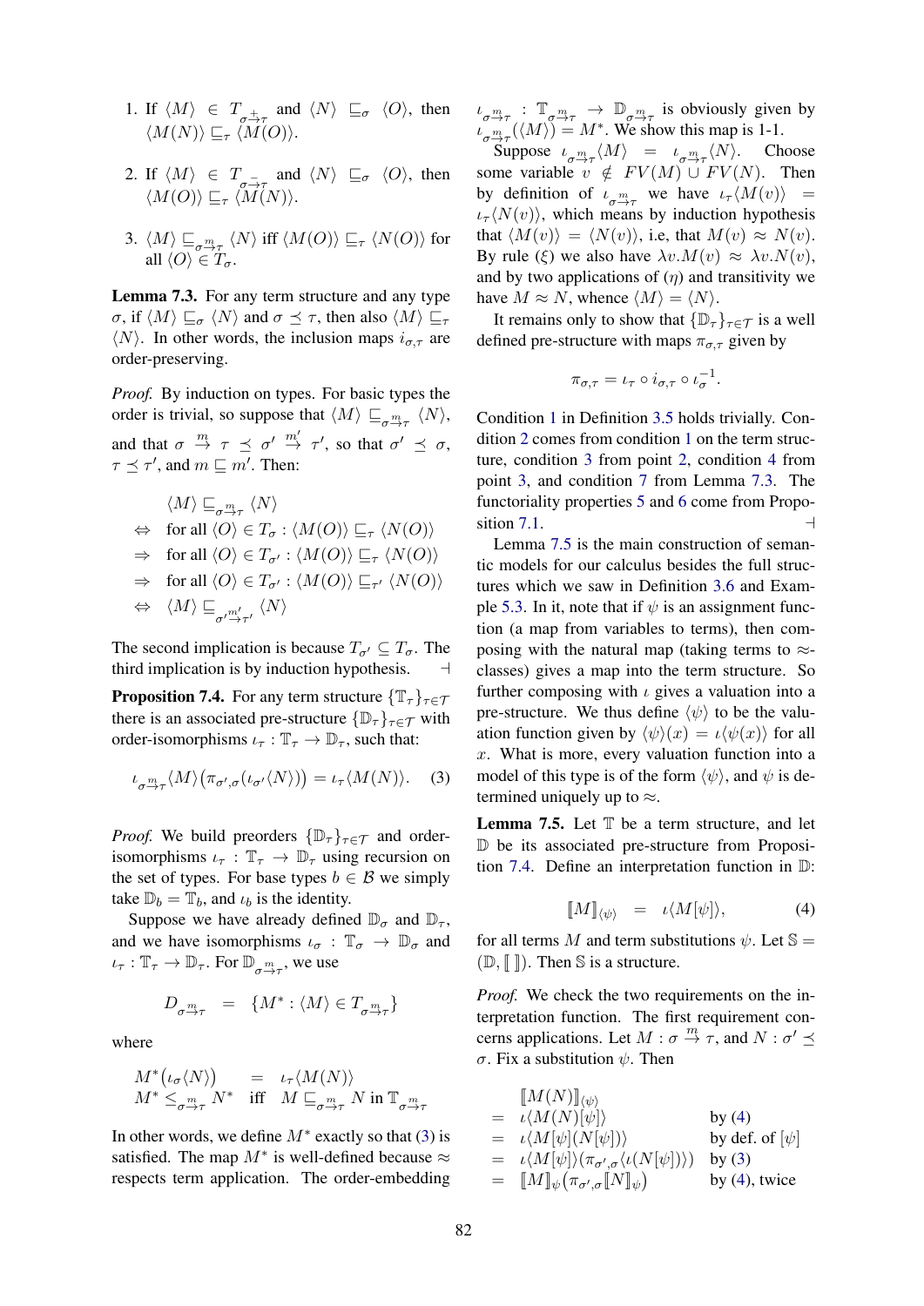1. If $\langle M \rangle \in T_{\sigma \overset{+}{\to} \tau}$ and $\langle N \rangle \sqsubseteq_\sigma \langle O \rangle$, then $\langle M(N) \rangle \sqsubseteq_\tau \langle M(O) \rangle$.

2. If $\langle M \rangle \in T_{\sigma \overset{-}{\to} \tau}$ and $\langle N \rangle \sqsubseteq_\sigma \langle O \rangle$, then $\langle M(O) \rangle \sqsubseteq_\tau \langle M(N) \rangle$.

3. $\langle M \rangle \sqsubseteq_{\sigma \overset{m}{\to} \tau} \langle N \rangle$ iff $\langle M(O) \rangle \sqsubseteq_\tau \langle N(O) \rangle$ for all $\langle O \rangle \in T_\sigma$.

**Lemma 7.3.** For any term structure and any type $\sigma$, if $\langle M \rangle \sqsubseteq_\sigma \langle N \rangle$ and $\sigma \preceq \tau$, then also $\langle M \rangle \sqsubseteq_\tau \langle N \rangle$. In other words, the inclusion maps $i_{\sigma,\tau}$ are order-preserving.

*Proof.* By induction on types. For basic types the order is trivial, so suppose that $\langle M \rangle \sqsubseteq_{\sigma \overset{m}{\to} \tau} \langle N \rangle$, and that $\sigma \overset{m}{\to} \tau \preceq \sigma' \overset{m'}{\to} \tau'$, so that $\sigma' \preceq \sigma$, $\tau \preceq \tau'$, and $m \sqsubseteq m'$. Then:

$$
\begin{aligned}
& \langle M \rangle \sqsubseteq_{\sigma \overset{m}{\to} \tau} \langle N \rangle \\
\Leftrightarrow \quad & \text{for all } \langle O \rangle \in T_\sigma : \langle M(O) \rangle \sqsubseteq_\tau \langle N(O) \rangle \\
\Rightarrow \quad & \text{for all } \langle O \rangle \in T_{\sigma'} : \langle M(O) \rangle \sqsubseteq_\tau \langle N(O) \rangle \\
\Rightarrow \quad & \text{for all } \langle O \rangle \in T_{\sigma'} : \langle M(O) \rangle \sqsubseteq_{\tau'} \langle N(O) \rangle \\
\Leftrightarrow \quad & \langle M \rangle \sqsubseteq_{\sigma' \overset{m'}{\to} \tau'} \langle N \rangle
\end{aligned}
$$

The second implication is because $T_{\sigma'} \subseteq T_\sigma$. The third implication is by induction hypothesis. $\dashv$

**Proposition 7.4.** For any term structure $\{\mathbb{T}_\tau\}_{\tau \in \mathcal{T}}$ there is an associated pre-structure $\{\mathbb{D}_\tau\}_{\tau \in \mathcal{T}}$ with order-isomorphisms $\iota_\tau : \mathbb{T}_\tau \to \mathbb{D}_\tau$, such that:

$$
\iota_{\sigma \overset{m}{\to} \tau} \langle M \rangle \big( \pi_{\sigma',\sigma} (\iota_{\sigma'} \langle N \rangle) \big) = \iota_\tau \langle M(N) \rangle. \qquad (3)
$$

*Proof.* We build preorders $\{\mathbb{D}_\tau\}_{\tau \in \mathcal{T}}$ and order-isomorphisms $\iota_\tau : \mathbb{T}_\tau \to \mathbb{D}_\tau$ using recursion on the set of types. For base types $b \in \mathcal{B}$ we simply take $\mathbb{D}_b = \mathbb{T}_b$, and $\iota_b$ is the identity.

Suppose we have already defined $\mathbb{D}_\sigma$ and $\mathbb{D}_\tau$, and we have isomorphisms $\iota_\sigma : \mathbb{T}_\sigma \to \mathbb{D}_\sigma$ and $\iota_\tau : \mathbb{T}_\tau \to \mathbb{D}_\tau$. For $\mathbb{D}_{\sigma \overset{m}{\to} \tau}$, we use

$$
D_{\sigma \overset{m}{\to} \tau} \quad = \quad \{ M^* : \langle M \rangle \in T_{\sigma \overset{m}{\to} \tau} \}
$$

where

$$
\begin{array}{lcl}
M^* \big( \iota_\sigma \langle N \rangle \big) & = & \iota_\tau \langle M(N) \rangle \\
M^* \leq_{\sigma \overset{m}{\to} \tau} N^* & \text{iff} & M \sqsubseteq_{\sigma \overset{m}{\to} \tau} N \text{ in } \mathbb{T}_{\sigma \overset{m}{\to} \tau}
\end{array}
$$

In other words, we define $M^*$ exactly so that (3) is satisfied. The map $M^*$ is well-defined because $\approx$ respects term application. The order-embedding $\iota_{\sigma \overset{m}{\to} \tau} : \mathbb{T}_{\sigma \overset{m}{\to} \tau} \to \mathbb{D}_{\sigma \overset{m}{\to} \tau}$ is obviously given by $\iota_{\sigma \overset{m}{\to} \tau}(\langle M \rangle) = M^*$. We show this map is 1-1.

Suppose $\iota_{\sigma \overset{m}{\to} \tau} \langle M \rangle = \iota_{\sigma \overset{m}{\to} \tau} \langle N \rangle$. Choose some variable $v \notin FV(M) \cup FV(N)$. Then by definition of $\iota_{\sigma \overset{m}{\to} \tau}$ we have $\iota_\tau \langle M(v) \rangle = \iota_\tau \langle N(v) \rangle$, which means by induction hypothesis that $\langle M(v) \rangle = \langle N(v) \rangle$, i.e, that $M(v) \approx N(v)$. By rule ($\xi$) we also have $\lambda v.M(v) \approx \lambda v.N(v)$, and by two applications of ($\eta$) and transitivity we have $M \approx N$, whence $\langle M \rangle = \langle N \rangle$.

It remains only to show that $\{\mathbb{D}_\tau\}_{\tau \in \mathcal{T}}$ is a well defined pre-structure with maps $\pi_{\sigma,\tau}$ given by

$$
\pi_{\sigma,\tau} = \iota_\tau \circ i_{\sigma,\tau} \circ \iota_\sigma^{-1}.
$$

Condition 1 in Definition 3.5 holds trivially. Condition 2 comes from condition 1 on the term structure, condition 3 from point 2, condition 4 from point 3, and condition 7 from Lemma 7.3. The functoriality properties 5 and 6 come from Proposition 7.1. $\dashv$

Lemma 7.5 is the main construction of semantic models for our calculus besides the full structures which we saw in Definition 3.6 and Example 5.3. In it, note that if $\psi$ is an assignment function (a map from variables to terms), then composing with the natural map (taking terms to $\approx$-classes) gives a map into the term structure. So further composing with $\iota$ gives a valuation into a pre-structure. We thus define $\langle \psi \rangle$ to be the valuation function given by $\langle \psi \rangle(x) = \iota \langle \psi(x) \rangle$ for all $x$. What is more, every valuation function into a model of this type is of the form $\langle \psi \rangle$, and $\psi$ is determined uniquely up to $\approx$.

**Lemma 7.5.** Let $\mathbb{T}$ be a term structure, and let $\mathbb{D}$ be its associated pre-structure from Proposition 7.4. Define an interpretation function in $\mathbb{D}$:

$$
[\![ M ]\!]_{\langle \psi \rangle} \quad = \quad \iota \langle M[\psi] \rangle, \qquad (4)
$$

for all terms $M$ and term substitutions $\psi$. Let $\mathbb{S} = (\mathbb{D}, [\![\ ]\!])$. Then $\mathbb{S}$ is a structure.

*Proof.* We check the two requirements on the interpretation function. The first requirement concerns applications. Let $M : \sigma \overset{m}{\to} \tau$, and $N : \sigma' \preceq \sigma$. Fix a substitution $\psi$. Then

$$
\begin{array}{lll}
& [\![ M(N) ]\!]_{\langle \psi \rangle} & \\
= & \iota \langle M(N)[\psi] \rangle & \text{by (4)} \\
= & \iota \langle M[\psi](N[\psi]) \rangle & \text{by def. of } [\psi] \\
= & \iota \langle M[\psi] \rangle (\pi_{\sigma',\sigma} \langle \iota (N[\psi]) \rangle) & \text{by (3)} \\
= & [\![ M ]\!]_\psi \big( \pi_{\sigma',\sigma} [\![ N ]\!]_\psi \big) & \text{by (4), twice}
\end{array}
$$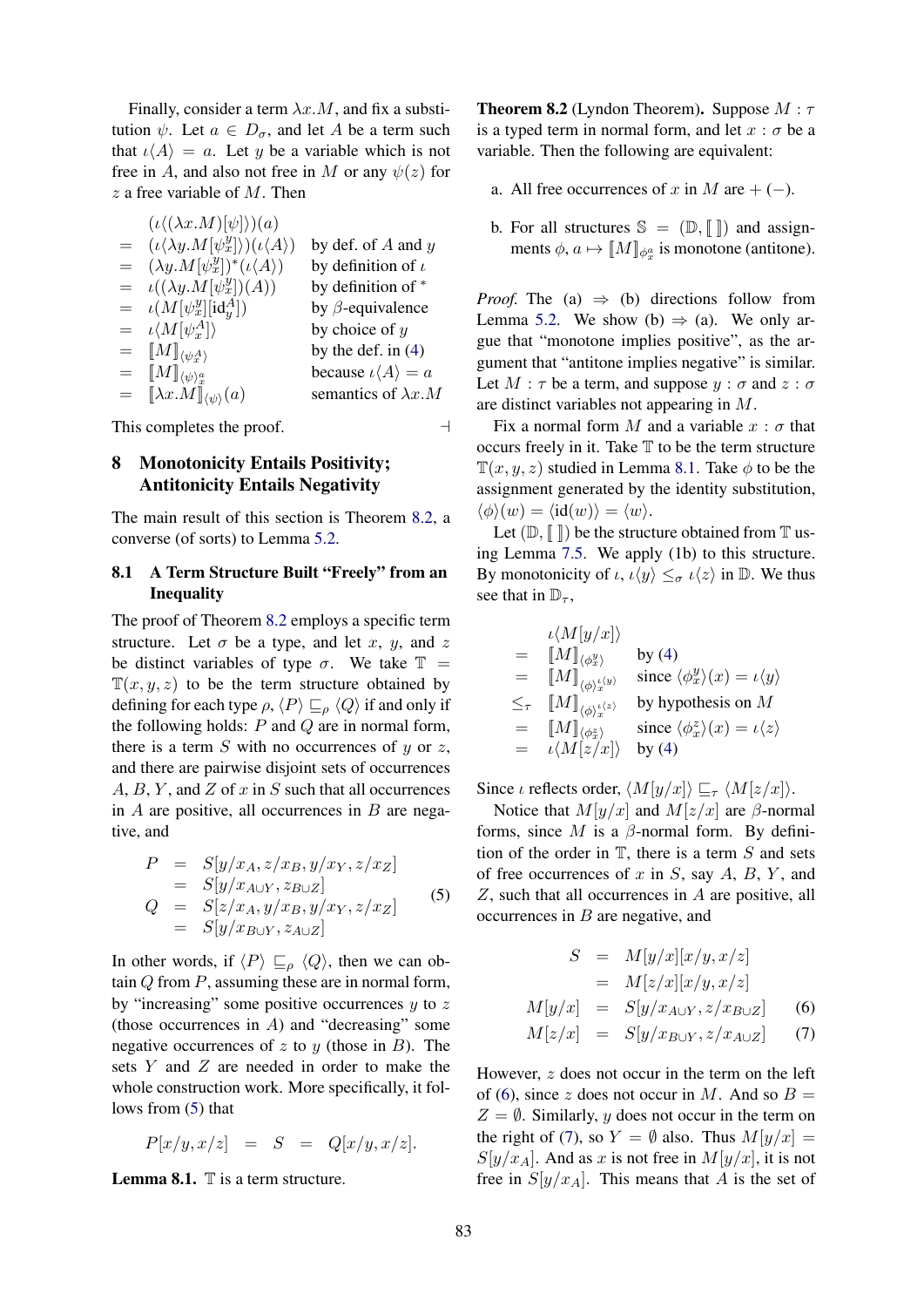Finally, consider a term $\lambda x.M$, and fix a substitution $\psi$. Let $a \in D_\sigma$, and let $A$ be a term such that $\iota\langle A\rangle = a$. Let $y$ be a variable which is not free in $A$, and also not free in $M$ or any $\psi(z)$ for $z$ a free variable of $M$. Then

$$
\begin{array}{lll}
 & (\iota\langle(\lambda x.M)[\psi]\rangle)(a) & \\
= & (\iota\langle\lambda y.M[\psi^y_x]\rangle)(\iota\langle A\rangle) & \text{by def. of } A \text{ and } y \\
= & (\lambda y.M[\psi^y_x])^*(\iota\langle A\rangle) & \text{by definition of } \iota \\
= & \iota((\lambda y.M[\psi^y_x])(A)) & \text{by definition of } ^* \\
= & \iota(M[\psi^y_x][\mathrm{id}^A_y]) & \text{by } \beta\text{-equivalence} \\
= & \iota\langle M[\psi^A_x]\rangle & \text{by choice of } y \\
= & [\![M]\!]_{\langle\psi^A_x\rangle} & \text{by the def. in (4)} \\
= & [\![M]\!]_{\langle\psi\rangle^a_x} & \text{because } \iota\langle A\rangle = a \\
= & [\![\lambda x.M]\!]_{\langle\psi\rangle}(a) & \text{semantics of } \lambda x.M
\end{array}
$$

This completes the proof. ⊣

## 8 Monotonicity Entails Positivity; Antitonicity Entails Negativity

The main result of this section is Theorem 8.2, a converse (of sorts) to Lemma 5.2.

### 8.1 A Term Structure Built "Freely" from an Inequality

The proof of Theorem 8.2 employs a specific term structure. Let $\sigma$ be a type, and let $x$, $y$, and $z$ be distinct variables of type $\sigma$. We take $\mathbb{T} = \mathbb{T}(x, y, z)$ to be the term structure obtained by defining for each type $\rho$, $\langle P\rangle \sqsubseteq_\rho \langle Q\rangle$ if and only if the following holds: $P$ and $Q$ are in normal form, there is a term $S$ with no occurrences of $y$ or $z$, and there are pairwise disjoint sets of occurrences $A$, $B$, $Y$, and $Z$ of $x$ in $S$ such that all occurrences in $A$ are positive, all occurrences in $B$ are negative, and

$$
\begin{array}{lll}
P & = & S[y/x_A, z/x_B, y/x_Y, z/x_Z] \\
 & = & S[y/x_{A\cup Y}, z_{B\cup Z}] \\
Q & = & S[z/x_A, y/x_B, y/x_Y, z/x_Z] \\
 & = & S[y/x_{B\cup Y}, z_{A\cup Z}]
\end{array}
\tag{5}
$$

In other words, if $\langle P\rangle \sqsubseteq_\rho \langle Q\rangle$, then we can obtain $Q$ from $P$, assuming these are in normal form, by "increasing" some positive occurrences $y$ to $z$ (those occurrences in $A$) and "decreasing" some negative occurrences of $z$ to $y$ (those in $B$). The sets $Y$ and $Z$ are needed in order to make the whole construction work. More specifically, it follows from (5) that

$$P[x/y, x/z] \quad = \quad S \quad = \quad Q[x/y, x/z].$$

**Lemma 8.1.** $\mathbb{T}$ is a term structure.

**Theorem 8.2** (Lyndon Theorem)**.** Suppose $M : \tau$ is a typed term in normal form, and let $x : \sigma$ be a variable. Then the following are equivalent:

a. All free occurrences of $x$ in $M$ are $+$ $(-)$.

b. For all structures $\mathbb{S} = (\mathbb{D}, [\![\,]\!])$ and assignments $\phi$, $a \mapsto [\![M]\!]_{\phi^a_x}$ is monotone (antitone).

*Proof.* The (a) ⇒ (b) directions follow from Lemma 5.2. We show (b) ⇒ (a). We only argue that "monotone implies positive", as the argument that "antitone implies negative" is similar. Let $M : \tau$ be a term, and suppose $y : \sigma$ and $z : \sigma$ are distinct variables not appearing in $M$.

Fix a normal form $M$ and a variable $x : \sigma$ that occurs freely in it. Take $\mathbb{T}$ to be the term structure $\mathbb{T}(x, y, z)$ studied in Lemma 8.1. Take $\phi$ to be the assignment generated by the identity substitution, $\langle\phi\rangle(w) = \langle\mathrm{id}(w)\rangle = \langle w\rangle$.

Let $(\mathbb{D}, [\![\,]\!])$ be the structure obtained from $\mathbb{T}$ using Lemma 7.5. We apply (1b) to this structure. By monotonicity of $\iota$, $\iota\langle y\rangle \leq_\sigma \iota\langle z\rangle$ in $\mathbb{D}$. We thus see that in $\mathbb{D}_\tau$,

$$
\begin{array}{lll}
 & \iota\langle M[y/x]\rangle & \\
= & [\![M]\!]_{\langle\phi^y_x\rangle} & \text{by (4)} \\
= & [\![M]\!]_{\langle\phi\rangle^{\iota\langle y\rangle}_x} & \text{since } \langle\phi^y_x\rangle(x) = \iota\langle y\rangle \\
\leq_\tau & [\![M]\!]_{\langle\phi\rangle^{\iota\langle z\rangle}_x} & \text{by hypothesis on } M \\
= & [\![M]\!]_{\langle\phi^z_x\rangle} & \text{since } \langle\phi^z_x\rangle(x) = \iota\langle z\rangle \\
= & \iota\langle M[z/x]\rangle & \text{by (4)}
\end{array}
$$

Since $\iota$ reflects order, $\langle M[y/x]\rangle \sqsubseteq_\tau \langle M[z/x]\rangle$.

Notice that $M[y/x]$ and $M[z/x]$ are $\beta$-normal forms, since $M$ is a $\beta$-normal form. By definition of the order in $\mathbb{T}$, there is a term $S$ and sets of free occurrences of $x$ in $S$, say $A$, $B$, $Y$, and $Z$, such that all occurrences in $A$ are positive, all occurrences in $B$ are negative, and

$$
\begin{array}{rcll}
S & = & M[y/x][x/y, x/z] & \\
 & = & M[z/x][x/y, x/z] & \\
M[y/x] & = & S[y/x_{A\cup Y}, z/x_{B\cup Z}] & (6) \\
M[z/x] & = & S[y/x_{B\cup Y}, z/x_{A\cup Z}] & (7)
\end{array}
$$

However, $z$ does not occur in the term on the left of (6), since $z$ does not occur in $M$. And so $B = Z = \emptyset$. Similarly, $y$ does not occur in the term on the right of (7), so $Y = \emptyset$ also. Thus $M[y/x] = S[y/x_A]$. And as $x$ is not free in $M[y/x]$, it is not free in $S[y/x_A]$. This means that $A$ is the set of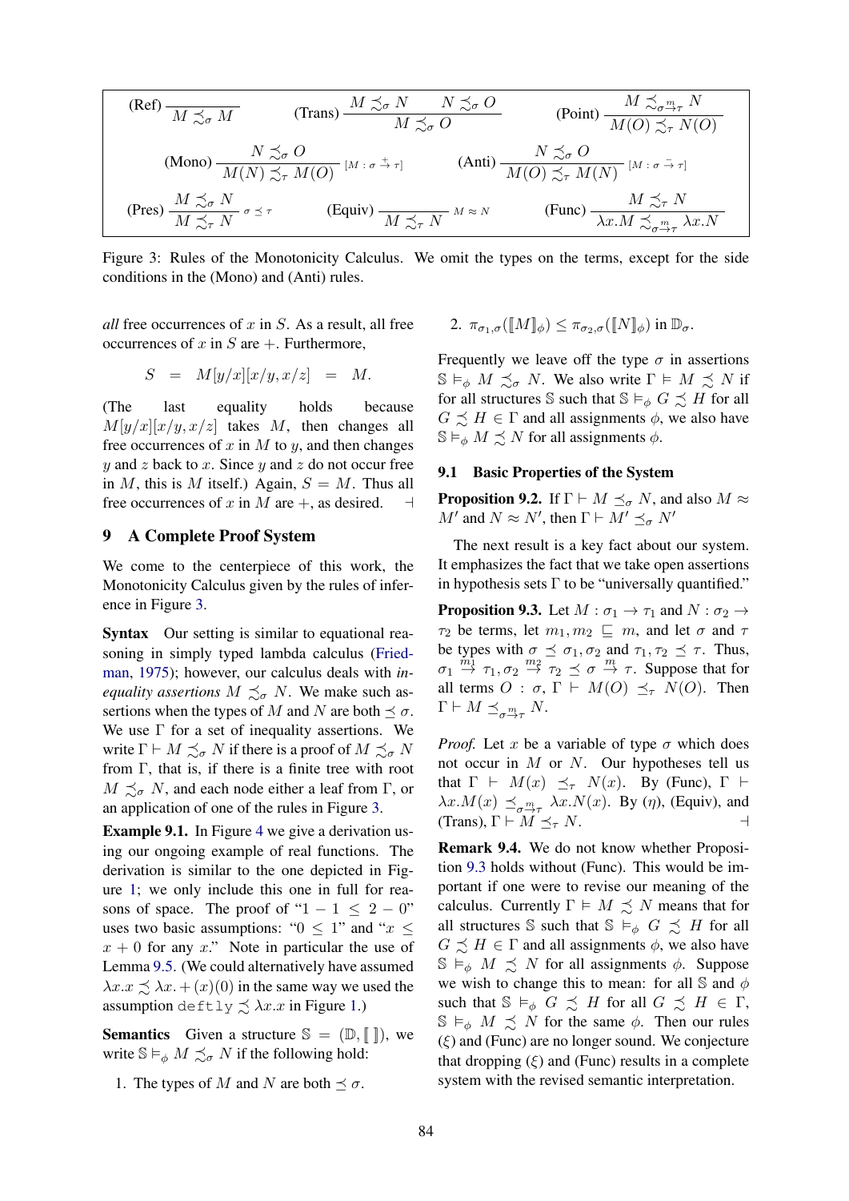$$\text{(Ref)}\ \frac{}{M \precsim_\sigma M} \qquad \text{(Trans)}\ \frac{M \precsim_\sigma N \quad N \precsim_\sigma O}{M \precsim_\sigma O} \qquad \text{(Point)}\ \frac{M \precsim_{\sigma \overset{m}{\to} \tau} N}{M(O) \precsim_\tau N(O)}$$

$$\text{(Mono)}\ \frac{N \precsim_\sigma O}{M(N) \precsim_\tau M(O)}\ [M : \sigma \overset{+}{\to} \tau] \qquad \text{(Anti)}\ \frac{N \precsim_\sigma O}{M(O) \precsim_\tau M(N)}\ [M : \sigma \overset{-}{\to} \tau]$$

$$\text{(Pres)}\ \frac{M \precsim_\sigma N}{M \precsim_\tau N}\ \sigma \preceq \tau \qquad \text{(Equiv)}\ \frac{}{M \precsim_\tau N}\ M \approx N \qquad \text{(Func)}\ \frac{M \precsim_\tau N}{\lambda x.M \precsim_{\sigma \overset{m}{\to} \tau} \lambda x.N}$$

Figure 3: Rules of the Monotonicity Calculus. We omit the types on the terms, except for the side conditions in the (Mono) and (Anti) rules.

*all* free occurrences of $x$ in $S$. As a result, all free occurrences of $x$ in $S$ are $+$. Furthermore,

$$S \;=\; M[y/x][x/y, x/z] \;=\; M.$$

(The last equality holds because $M[y/x][x/y, x/z]$ takes $M$, then changes all free occurrences of $x$ in $M$ to $y$, and then changes $y$ and $z$ back to $x$. Since $y$ and $z$ do not occur free in $M$, this is $M$ itself.) Again, $S = M$. Thus all free occurrences of $x$ in $M$ are $+$, as desired. ⊣

## 9 A Complete Proof System

We come to the centerpiece of this work, the Monotonicity Calculus given by the rules of inference in Figure 3.

**Syntax** Our setting is similar to equational reasoning in simply typed lambda calculus (Friedman, 1975); however, our calculus deals with *inequality assertions* $M \precsim_\sigma N$. We make such assertions when the types of $M$ and $N$ are both $\preceq \sigma$. We use $\Gamma$ for a set of inequality assertions. We write $\Gamma \vdash M \precsim_\sigma N$ if there is a proof of $M \precsim_\sigma N$ from $\Gamma$, that is, if there is a finite tree with root $M \precsim_\sigma N$, and each node either a leaf from $\Gamma$, or an application of one of the rules in Figure 3.

**Example 9.1.** In Figure 4 we give a derivation using our ongoing example of real functions. The derivation is similar to the one depicted in Figure 1; we only include this one in full for reasons of space. The proof of "$1 - 1 \leq 2 - 0$" uses two basic assumptions: "$0 \leq 1$" and "$x \leq x + 0$ for any $x$." Note in particular the use of Lemma 9.5. (We could alternatively have assumed $\lambda x.x \precsim \lambda x.+(x)(0)$ in the same way we used the assumption `deftly` $\precsim \lambda x.x$ in Figure 1.)

**Semantics** Given a structure $\mathbb{S} = (\mathbb{D}, [\![\,]\!])$, we write $\mathbb{S} \vDash_\phi M \precsim_\sigma N$ if the following hold:

1. The types of $M$ and $N$ are both $\preceq \sigma$.
2. $\pi_{\sigma_1,\sigma}([\![M]\!]_\phi) \leq \pi_{\sigma_2,\sigma}([\![N]\!]_\phi)$ in $\mathbb{D}_\sigma$.

Frequently we leave off the type $\sigma$ in assertions $\mathbb{S} \vDash_\phi M \precsim_\sigma N$. We also write $\Gamma \vDash M \precsim N$ if for all structures $\mathbb{S}$ such that $\mathbb{S} \vDash_\phi G \precsim H$ for all $G \precsim H \in \Gamma$ and all assignments $\phi$, we also have $\mathbb{S} \vDash_\phi M \precsim N$ for all assignments $\phi$.

### 9.1 Basic Properties of the System

**Proposition 9.2.** If $\Gamma \vdash M \preceq_\sigma N$, and also $M \approx M'$ and $N \approx N'$, then $\Gamma \vdash M' \preceq_\sigma N'$

The next result is a key fact about our system. It emphasizes the fact that we take open assertions in hypothesis sets $\Gamma$ to be "universally quantified."

**Proposition 9.3.** Let $M : \sigma_1 \to \tau_1$ and $N : \sigma_2 \to \tau_2$ be terms, let $m_1, m_2 \sqsubseteq m$, and let $\sigma$ and $\tau$ be types with $\sigma \preceq \sigma_1, \sigma_2$ and $\tau_1, \tau_2 \preceq \tau$. Thus, $\sigma_1 \overset{m_1}{\to} \tau_1, \sigma_2 \overset{m_2}{\to} \tau_2 \preceq \sigma \overset{m}{\to} \tau$. Suppose that for all terms $O : \sigma$, $\Gamma \vdash M(O) \preceq_\tau N(O)$. Then $\Gamma \vdash M \preceq_{\sigma \overset{m}{\to} \tau} N$.

*Proof.* Let $x$ be a variable of type $\sigma$ which does not occur in $M$ or $N$. Our hypotheses tell us that $\Gamma \vdash M(x) \preceq_\tau N(x)$. By (Func), $\Gamma \vdash \lambda x.M(x) \preceq_{\sigma \overset{m}{\to} \tau} \lambda x.N(x)$. By ($\eta$), (Equiv), and (Trans), $\Gamma \vdash M \preceq_\tau N$. ⊣

**Remark 9.4.** We do not know whether Proposition 9.3 holds without (Func). This would be important if one were to revise our meaning of the calculus. Currently $\Gamma \vDash M \precsim N$ means that for all structures $\mathbb{S}$ such that $\mathbb{S} \vDash_\phi G \precsim H$ for all $G \precsim H \in \Gamma$ and all assignments $\phi$, we also have $\mathbb{S} \vDash_\phi M \precsim N$ for all assignments $\phi$. Suppose we wish to change this to mean: for all $\mathbb{S}$ and $\phi$ such that $\mathbb{S} \vDash_\phi G \precsim H$ for all $G \precsim H \in \Gamma$, $\mathbb{S} \vDash_\phi M \precsim N$ for the same $\phi$. Then our rules ($\xi$) and (Func) are no longer sound. We conjecture that dropping ($\xi$) and (Func) results in a complete system with the revised semantic interpretation.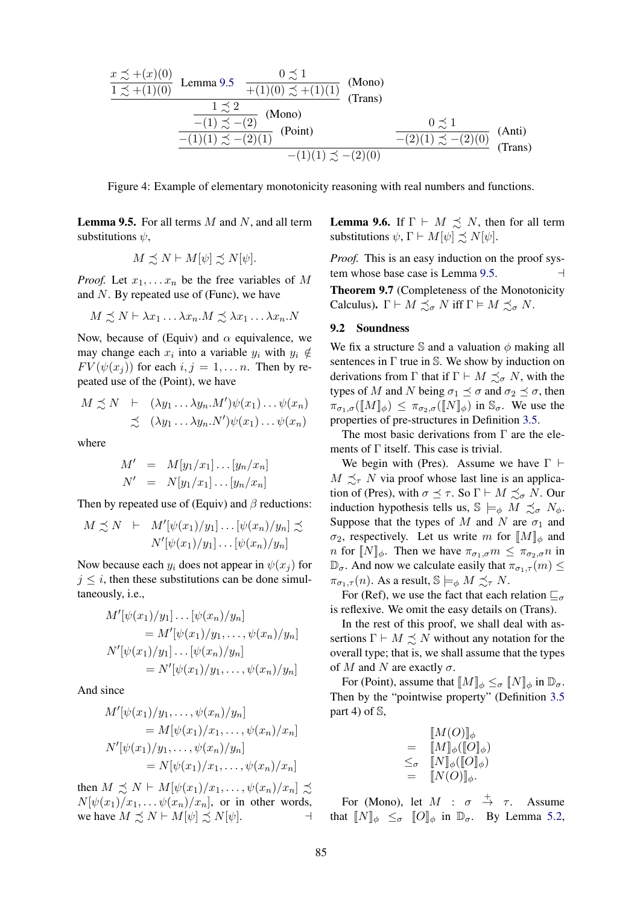$$
\dfrac{
\dfrac{
\dfrac{
\dfrac{x \precsim +(x)(0)}{1 \precsim +(1)(0)}\ \text{Lemma 9.5} \quad \dfrac{0 \precsim 1}{+(1)(0) \precsim +(1)(1)}\ \text{(Mono)}
}{
\dfrac{1 \precsim 2}{-(1) \precsim -(2)}\ \text{(Mono)}
}\ \text{(Trans)}
}{
-(1)(1) \precsim -(2)(1)
}\ \text{(Point)}
\qquad
\dfrac{0 \precsim 1}{-(2)(1) \precsim -(2)(0)}\ \text{(Anti)}
}{
-(1)(1) \precsim -(2)(0)
}\ \text{(Trans)}
$$

Figure 4: Example of elementary monotonicity reasoning with real numbers and functions.

**Lemma 9.5.** For all terms $M$ and $N$, and all term substitutions $\psi$,

$$M \precsim N \vdash M[\psi] \precsim N[\psi].$$

*Proof.* Let $x_1, \ldots x_n$ be the free variables of $M$ and $N$. By repeated use of (Func), we have

$$M \precsim N \vdash \lambda x_1 \ldots \lambda x_n.M \precsim \lambda x_1 \ldots \lambda x_n.N$$

Now, because of (Equiv) and $\alpha$ equivalence, we may change each $x_i$ into a variable $y_i$ with $y_i \notin FV(\psi(x_j))$ for each $i, j = 1, \ldots n$. Then by repeated use of the (Point), we have

$$
\begin{array}{rcl}
M \precsim N & \vdash & (\lambda y_1 \ldots \lambda y_n.M')\psi(x_1) \ldots \psi(x_n) \\
& \precsim & (\lambda y_1 \ldots \lambda y_n.N')\psi(x_1) \ldots \psi(x_n)
\end{array}
$$

where

$$
\begin{array}{rcl}
M' & = & M[y_1/x_1] \ldots [y_n/x_n] \\
N' & = & N[y_1/x_1] \ldots [y_n/x_n]
\end{array}
$$

Then by repeated use of (Equiv) and $\beta$ reductions:

$$
\begin{array}{rcl}
M \precsim N & \vdash & M'[\psi(x_1)/y_1] \ldots [\psi(x_n)/y_n] \precsim \\
& & N'[\psi(x_1)/y_1] \ldots [\psi(x_n)/y_n]
\end{array}
$$

Now because each $y_i$ does not appear in $\psi(x_j)$ for $j \leq i$, then these substitutions can be done simultaneously, i.e.,

$$
\begin{array}{l}
M'[\psi(x_1)/y_1] \ldots [\psi(x_n)/y_n] \\
\qquad = M'[\psi(x_1)/y_1, \ldots, \psi(x_n)/y_n] \\
N'[\psi(x_1)/y_1] \ldots [\psi(x_n)/y_n] \\
\qquad = N'[\psi(x_1)/y_1, \ldots, \psi(x_n)/y_n]
\end{array}
$$

And since

$$
\begin{array}{l}
M'[\psi(x_1)/y_1, \ldots, \psi(x_n)/y_n] \\
\qquad = M[\psi(x_1)/x_1, \ldots, \psi(x_n)/x_n] \\
N'[\psi(x_1)/y_1, \ldots, \psi(x_n)/y_n] \\
\qquad = N[\psi(x_1)/x_1, \ldots, \psi(x_n)/x_n]
\end{array}
$$

then $M \precsim N \vdash M[\psi(x_1)/x_1, \ldots, \psi(x_n)/x_n] \precsim N[\psi(x_1)/x_1, \ldots \psi(x_n)/x_n]$, or in other words, we have $M \precsim N \vdash M[\psi] \precsim N[\psi]$. ⊣

**Lemma 9.6.** If $\Gamma \vdash M \precsim N$, then for all term substitutions $\psi$, $\Gamma \vdash M[\psi] \precsim N[\psi]$.

*Proof.* This is an easy induction on the proof system whose base case is Lemma 9.5. ⊣

**Theorem 9.7** (Completeness of the Monotonicity Calculus). $\Gamma \vdash M \precsim_\sigma N$ iff $\Gamma \vDash M \precsim_\sigma N$.

## 9.2 Soundness

We fix a structure $\mathbb{S}$ and a valuation $\phi$ making all sentences in $\Gamma$ true in $\mathbb{S}$. We show by induction on derivations from $\Gamma$ that if $\Gamma \vdash M \precsim_\sigma N$, with the types of $M$ and $N$ being $\sigma_1 \preceq \sigma$ and $\sigma_2 \preceq \sigma$, then $\pi_{\sigma_1,\sigma}([\![M]\!]_\phi) \leq \pi_{\sigma_2,\sigma}([\![N]\!]_\phi)$ in $\mathbb{S}_\sigma$. We use the properties of pre-structures in Definition 3.5.

The most basic derivations from $\Gamma$ are the elements of $\Gamma$ itself. This case is trivial.

We begin with (Pres). Assume we have $\Gamma \vdash M \precsim_\tau N$ via proof whose last line is an application of (Pres), with $\sigma \preceq \tau$. So $\Gamma \vdash M \precsim_\sigma N$. Our induction hypothesis tells us, $\mathbb{S} \models_\phi M \precsim_\sigma N_\phi$. Suppose that the types of $M$ and $N$ are $\sigma_1$ and $\sigma_2$, respectively. Let us write $m$ for $[\![M]\!]_\phi$ and $n$ for $[\![N]\!]_\phi$. Then we have $\pi_{\sigma_1,\sigma} m \leq \pi_{\sigma_2,\sigma} n$ in $\mathbb{D}_\sigma$. And now we calculate easily that $\pi_{\sigma_1,\tau}(m) \leq \pi_{\sigma_1,\tau}(n)$. As a result, $\mathbb{S} \models_\phi M \precsim_\tau N$.

For (Ref), we use the fact that each relation $\sqsubseteq_\sigma$ is reflexive. We omit the easy details on (Trans).

In the rest of this proof, we shall deal with assertions $\Gamma \vdash M \precsim N$ without any notation for the overall type; that is, we shall assume that the types of $M$ and $N$ are exactly $\sigma$.

For (Point), assume that $[\![M]\!]_\phi \leq_\sigma [\![N]\!]_\phi$ in $\mathbb{D}_\sigma$. Then by the "pointwise property" (Definition 3.5 part 4) of $\mathbb{S}$,

$$
\begin{array}{cl}
& [\![M(O)]\!]_\phi \\
= & [\![M]\!]_\phi([\![O]\!]_\phi) \\
\leq_\sigma & [\![N]\!]_\phi([\![O]\!]_\phi) \\
= & [\![N(O)]\!]_\phi.
\end{array}
$$

For (Mono), let $M : \sigma \xrightarrow{+} \tau$. Assume that $[\![N]\!]_\phi \leq_\sigma [\![O]\!]_\phi$ in $\mathbb{D}_\sigma$. By Lemma 5.2,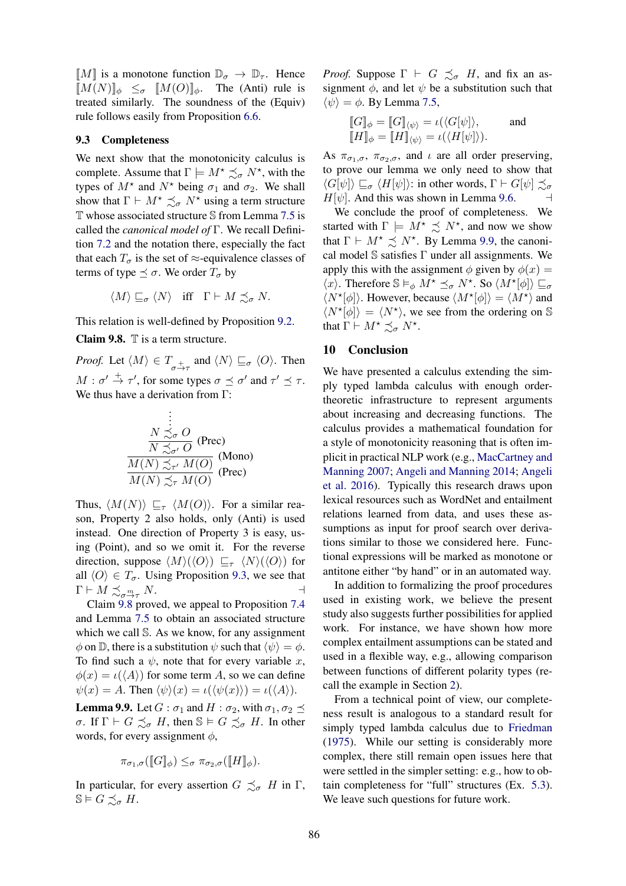$[\![M]\!]$ is a monotone function $\mathbb{D}_\sigma \to \mathbb{D}_\tau$. Hence $[\![M(N)]\!]_\phi \leq_\sigma [\![M(O)]\!]_\phi$. The (Anti) rule is treated similarly. The soundness of the (Equiv) rule follows easily from Proposition 6.6.

### 9.3 Completeness

We next show that the monotonicity calculus is complete. Assume that $\Gamma \models M^\star \precsim_\sigma N^\star$, with the types of $M^\star$ and $N^\star$ being $\sigma_1$ and $\sigma_2$. We shall show that $\Gamma \vdash M^\star \precsim_\sigma N^\star$ using a term structure $\mathbb{T}$ whose associated structure $\mathbb{S}$ from Lemma 7.5 is called the *canonical model of* $\Gamma$. We recall Definition 7.2 and the notation there, especially the fact that each $T_\sigma$ is the set of $\approx$-equivalence classes of terms of type $\preceq \sigma$. We order $T_\sigma$ by

$$\langle M \rangle \sqsubseteq_\sigma \langle N \rangle \quad \text{iff} \quad \Gamma \vdash M \precsim_\sigma N.$$

This relation is well-defined by Proposition 9.2.

**Claim 9.8.** $\mathbb{T}$ is a term structure.

*Proof.* Let $\langle M \rangle \in T_{\sigma \xrightarrow{+} \tau}$ and $\langle N \rangle \sqsubseteq_\sigma \langle O \rangle$. Then $M : \sigma' \xrightarrow{+} \tau'$, for some types $\sigma \preceq \sigma'$ and $\tau' \preceq \tau$. We thus have a derivation from $\Gamma$:

$$\dfrac{\dfrac{\dfrac{\vdots}{N \precsim_\sigma O}}{N \precsim_{\sigma'} O}\ \text{(Prec)}}{\dfrac{M(N) \precsim_{\tau'} M(O)}{M(N) \precsim_\tau M(O)}\ \text{(Prec)}}\ \text{(Mono)}$$

Thus, $\langle M(N) \rangle \sqsubseteq_\tau \langle M(O) \rangle$. For a similar reason, Property 2 also holds, only (Anti) is used instead. One direction of Property 3 is easy, using (Point), and so we omit it. For the reverse direction, suppose $\langle M \rangle(\langle O \rangle) \sqsubseteq_\tau \langle N \rangle(\langle O \rangle)$ for all $\langle O \rangle \in T_\sigma$. Using Proposition 9.3, we see that $\Gamma \vdash M \precsim_{\sigma \xrightarrow{m} \tau} N$. ⊣

Claim 9.8 proved, we appeal to Proposition 7.4 and Lemma 7.5 to obtain an associated structure which we call $\mathbb{S}$. As we know, for any assignment $\phi$ on $\mathbb{D}$, there is a substitution $\psi$ such that $\langle \psi \rangle = \phi$. To find such a $\psi$, note that for every variable $x$, $\phi(x) = \iota(\langle A \rangle)$ for some term $A$, so we can define $\psi(x) = A$. Then $\langle \psi \rangle(x) = \iota(\langle \psi(x) \rangle) = \iota(\langle A \rangle)$.

**Lemma 9.9.** Let $G : \sigma_1$ and $H : \sigma_2$, with $\sigma_1, \sigma_2 \preceq \sigma$. If $\Gamma \vdash G \precsim_\sigma H$, then $\mathbb{S} \models G \precsim_\sigma H$. In other words, for every assignment $\phi$,

$$\pi_{\sigma_1,\sigma}([\![G]\!]_\phi) \leq_\sigma \pi_{\sigma_2,\sigma}([\![H]\!]_\phi).$$

In particular, for every assertion $G \precsim_\sigma H$ in $\Gamma$, $\mathbb{S} \models G \precsim_\sigma H$.

*Proof.* Suppose $\Gamma \vdash G \precsim_\sigma H$, and fix an assignment $\phi$, and let $\psi$ be a substitution such that $\langle \psi \rangle = \phi$. By Lemma 7.5,

$$[\![G]\!]_\phi = [\![G]\!]_{\langle \psi \rangle} = \iota(\langle G[\psi] \rangle), \qquad \text{and}$$
$$[\![H]\!]_\phi = [\![H]\!]_{\langle \psi \rangle} = \iota(\langle H[\psi] \rangle).$$

As $\pi_{\sigma_1,\sigma}$, $\pi_{\sigma_2,\sigma}$, and $\iota$ are all order preserving, to prove our lemma we only need to show that $\langle G[\psi] \rangle \sqsubseteq_\sigma \langle H[\psi] \rangle$: in other words, $\Gamma \vdash G[\psi] \precsim_\sigma H[\psi]$. And this was shown in Lemma 9.6. ⊣

We conclude the proof of completeness. We started with $\Gamma \models M^\star \precsim N^\star$, and now we show that $\Gamma \vdash M^\star \precsim N^\star$. By Lemma 9.9, the canonical model $\mathbb{S}$ satisfies $\Gamma$ under all assignments. We apply this with the assignment $\phi$ given by $\phi(x) = \langle x \rangle$. Therefore $\mathbb{S} \models_\phi M^\star \precsim_\sigma N^\star$. So $\langle M^\star[\phi] \rangle \sqsubseteq_\sigma \langle N^\star[\phi] \rangle$. However, because $\langle M^\star[\phi] \rangle = \langle M^\star \rangle$ and $\langle N^\star[\phi] \rangle = \langle N^\star \rangle$, we see from the ordering on $\mathbb{S}$ that $\Gamma \vdash M^\star \precsim_\sigma N^\star$.

## 10 Conclusion

We have presented a calculus extending the simply typed lambda calculus with enough order-theoretic infrastructure to represent arguments about increasing and decreasing functions. The calculus provides a mathematical foundation for a style of monotonicity reasoning that is often implicit in practical NLP work (e.g., MacCartney and Manning 2007; Angeli and Manning 2014; Angeli et al. 2016). Typically this research draws upon lexical resources such as WordNet and entailment relations learned from data, and uses these assumptions as input for proof search over derivations similar to those we considered here. Functional expressions will be marked as monotone or antitone either "by hand" or in an automated way.

In addition to formalizing the proof procedures used in existing work, we believe the present study also suggests further possibilities for applied work. For instance, we have shown how more complex entailment assumptions can be stated and used in a flexible way, e.g., allowing comparison between functions of different polarity types (recall the example in Section 2).

From a technical point of view, our completeness result is analogous to a standard result for simply typed lambda calculus due to Friedman (1975). While our setting is considerably more complex, there still remain open issues here that were settled in the simpler setting: e.g., how to obtain completeness for "full" structures (Ex. 5.3). We leave such questions for future work.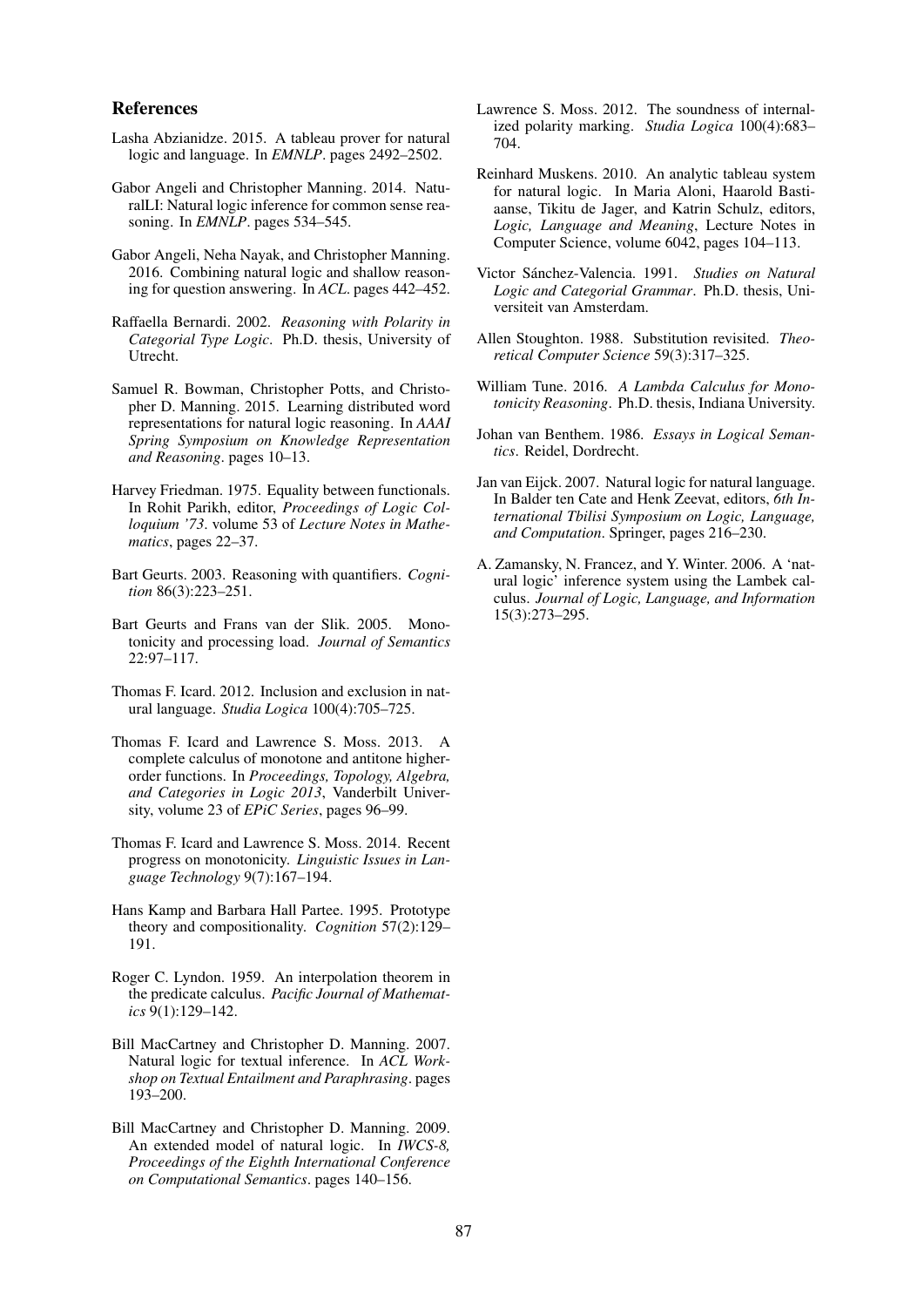## References

Lasha Abzianidze. 2015. A tableau prover for natural logic and language. In *EMNLP*. pages 2492–2502.

Gabor Angeli and Christopher Manning. 2014. NaturalLI: Natural logic inference for common sense reasoning. In *EMNLP*. pages 534–545.

Gabor Angeli, Neha Nayak, and Christopher Manning. 2016. Combining natural logic and shallow reasoning for question answering. In *ACL*. pages 442–452.

Raffaella Bernardi. 2002. *Reasoning with Polarity in Categorial Type Logic*. Ph.D. thesis, University of Utrecht.

Samuel R. Bowman, Christopher Potts, and Christopher D. Manning. 2015. Learning distributed word representations for natural logic reasoning. In *AAAI Spring Symposium on Knowledge Representation and Reasoning*. pages 10–13.

Harvey Friedman. 1975. Equality between functionals. In Rohit Parikh, editor, *Proceedings of Logic Colloquium '73*. volume 53 of *Lecture Notes in Mathematics*, pages 22–37.

Bart Geurts. 2003. Reasoning with quantifiers. *Cognition* 86(3):223–251.

Bart Geurts and Frans van der Slik. 2005. Monotonicity and processing load. *Journal of Semantics* 22:97–117.

Thomas F. Icard. 2012. Inclusion and exclusion in natural language. *Studia Logica* 100(4):705–725.

Thomas F. Icard and Lawrence S. Moss. 2013. A complete calculus of monotone and antitone higher-order functions. In *Proceedings, Topology, Algebra, and Categories in Logic 2013*, Vanderbilt University, volume 23 of *EPiC Series*, pages 96–99.

Thomas F. Icard and Lawrence S. Moss. 2014. Recent progress on monotonicity. *Linguistic Issues in Language Technology* 9(7):167–194.

Hans Kamp and Barbara Hall Partee. 1995. Prototype theory and compositionality. *Cognition* 57(2):129–191.

Roger C. Lyndon. 1959. An interpolation theorem in the predicate calculus. *Pacific Journal of Mathematics* 9(1):129–142.

Bill MacCartney and Christopher D. Manning. 2007. Natural logic for textual inference. In *ACL Workshop on Textual Entailment and Paraphrasing*. pages 193–200.

Bill MacCartney and Christopher D. Manning. 2009. An extended model of natural logic. In *IWCS-8, Proceedings of the Eighth International Conference on Computational Semantics*. pages 140–156.

Lawrence S. Moss. 2012. The soundness of internalized polarity marking. *Studia Logica* 100(4):683–704.

Reinhard Muskens. 2010. An analytic tableau system for natural logic. In Maria Aloni, Haarold Bastiaanse, Tikitu de Jager, and Katrin Schulz, editors, *Logic, Language and Meaning*, Lecture Notes in Computer Science, volume 6042, pages 104–113.

Victor Sánchez-Valencia. 1991. *Studies on Natural Logic and Categorial Grammar*. Ph.D. thesis, Universiteit van Amsterdam.

Allen Stoughton. 1988. Substitution revisited. *Theoretical Computer Science* 59(3):317–325.

William Tune. 2016. *A Lambda Calculus for Monotonicity Reasoning*. Ph.D. thesis, Indiana University.

Johan van Benthem. 1986. *Essays in Logical Semantics*. Reidel, Dordrecht.

Jan van Eijck. 2007. Natural logic for natural language. In Balder ten Cate and Henk Zeevat, editors, *6th International Tbilisi Symposium on Logic, Language, and Computation*. Springer, pages 216–230.

A. Zamansky, N. Francez, and Y. Winter. 2006. A 'natural logic' inference system using the Lambek calculus. *Journal of Logic, Language, and Information* 15(3):273–295.